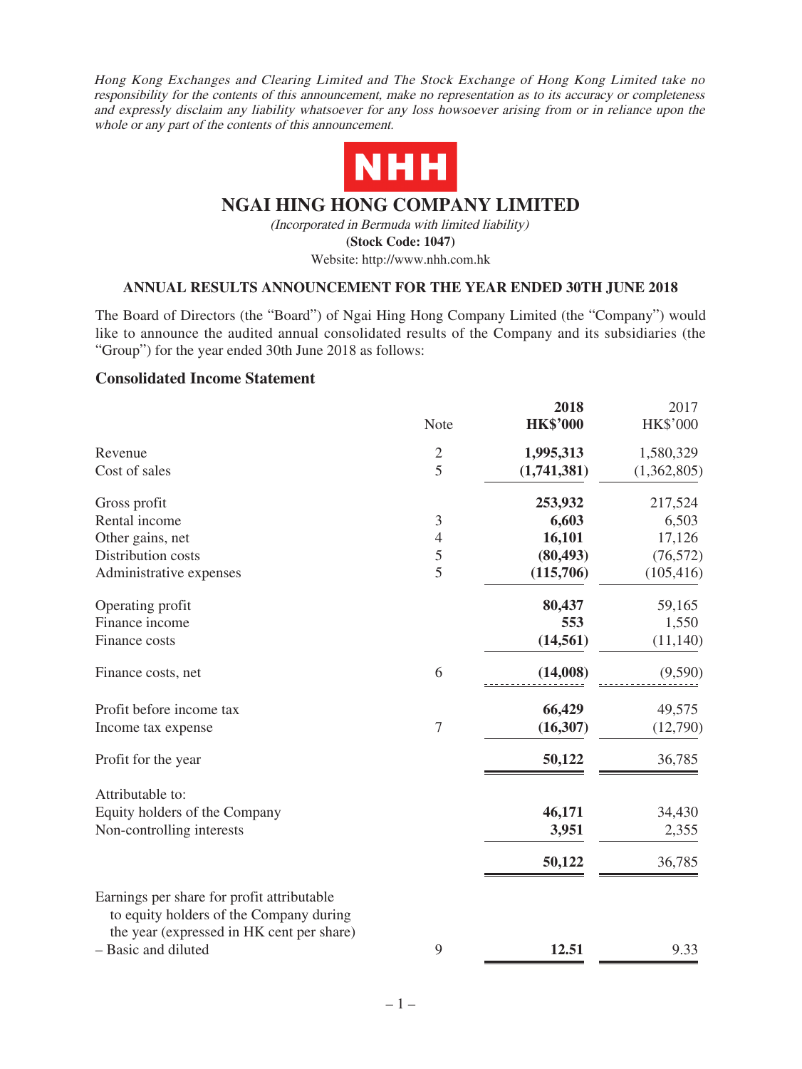*Hong Kong Exchanges and Clearing Limited and The Stock Exchange of Hong Kong Limited take no responsibility for the contents of this announcement, make no representation as to its accuracy or completeness and expressly disclaim any liability whatsoever for any loss howsoever arising from or in reliance upon the whole or any part of the contents of this announcement.*

NHH

# NGAI HING HONG COMPANY LIMITED

*(Incorporated in Bermuda with limited liability)*

**(Stock Code: 1047)**

Website: http://www.nhh.com.hk

## ANNUAL RESULTS ANNOUNCEMENT FOR THE YEAR ENDED 30TH JUNE 2018

The Board of Directors (the "Board") of Ngai Hing Hong Company Limited (the "Company") would like to announce the audited annual consolidated results of the Company and its subsidiaries (the "Group") for the year ended 30th June 2018 as follows:

### Consolidated Income Statement

| | Note | **2018 HK$'000** | 2017 HK$'000 |
|---|---|---|---|
| Revenue | 2 | **1,995,313** | 1,580,329 |
| Cost of sales | 5 | **(1,741,381)** | (1,362,805) |
| Gross profit | | **253,932** | 217,524 |
| Rental income | 3 | **6,603** | 6,503 |
| Other gains, net | 4 | **16,101** | 17,126 |
| Distribution costs | 5 | **(80,493)** | (76,572) |
| Administrative expenses | 5 | **(115,706)** | (105,416) |
| Operating profit | | **80,437** | 59,165 |
| Finance income | | **553** | 1,550 |
| Finance costs | | **(14,561)** | (11,140) |
| Finance costs, net | 6 | **(14,008)** | (9,590) |
| Profit before income tax | | **66,429** | 49,575 |
| Income tax expense | 7 | **(16,307)** | (12,790) |
| Profit for the year | | **50,122** | 36,785 |
| Attributable to: | | | |
| Equity holders of the Company | | **46,171** | 34,430 |
| Non-controlling interests | | **3,951** | 2,355 |
| | | **50,122** | 36,785 |
| Earnings per share for profit attributable to equity holders of the Company during the year (expressed in HK cent per share) | | | |
| – Basic and diluted | 9 | **12.51** | 9.33 |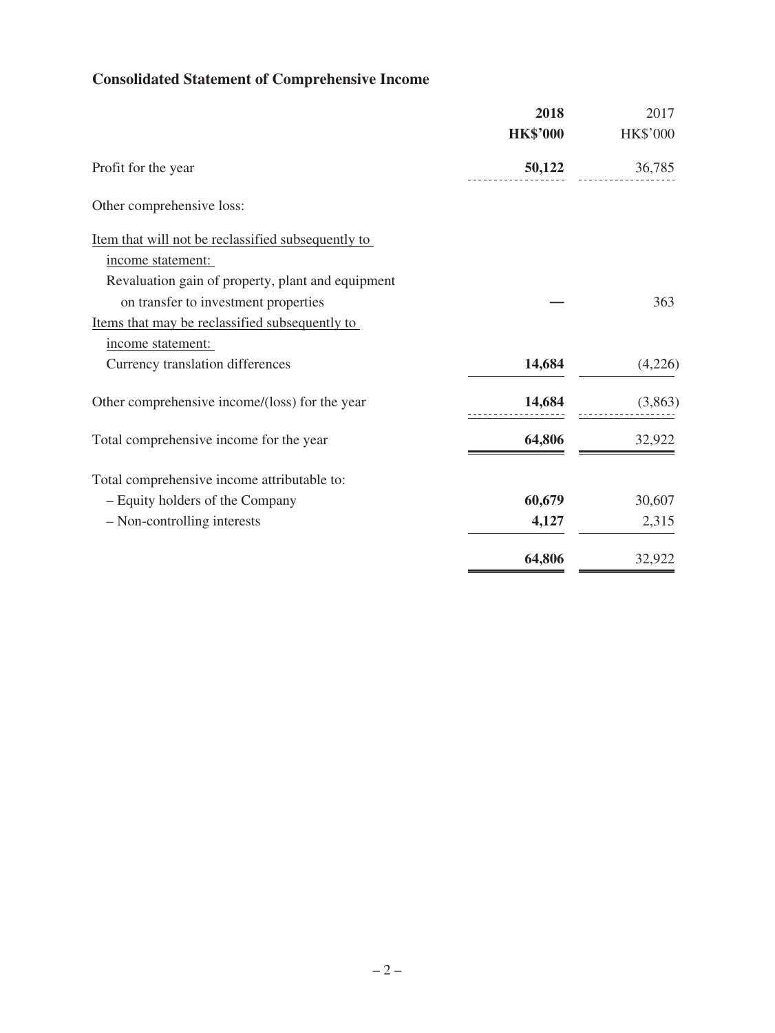## Consolidated Statement of Comprehensive Income

| | **2018** | 2017 |
|---|---|---|
| | **HK$'000** | HK$'000 |
| Profit for the year | **50,122** | 36,785 |
| Other comprehensive loss: | | |
| Item that will not be reclassified subsequently to income statement: | | |
| Revaluation gain of property, plant and equipment on transfer to investment properties | **—** | 363 |
| Items that may be reclassified subsequently to income statement: | | |
| Currency translation differences | **14,684** | (4,226) |
| Other comprehensive income/(loss) for the year | **14,684** | (3,863) |
| Total comprehensive income for the year | **64,806** | 32,922 |
| Total comprehensive income attributable to: | | |
| – Equity holders of the Company | **60,679** | 30,607 |
| – Non-controlling interests | **4,127** | 2,315 |
| | **64,806** | 32,922 |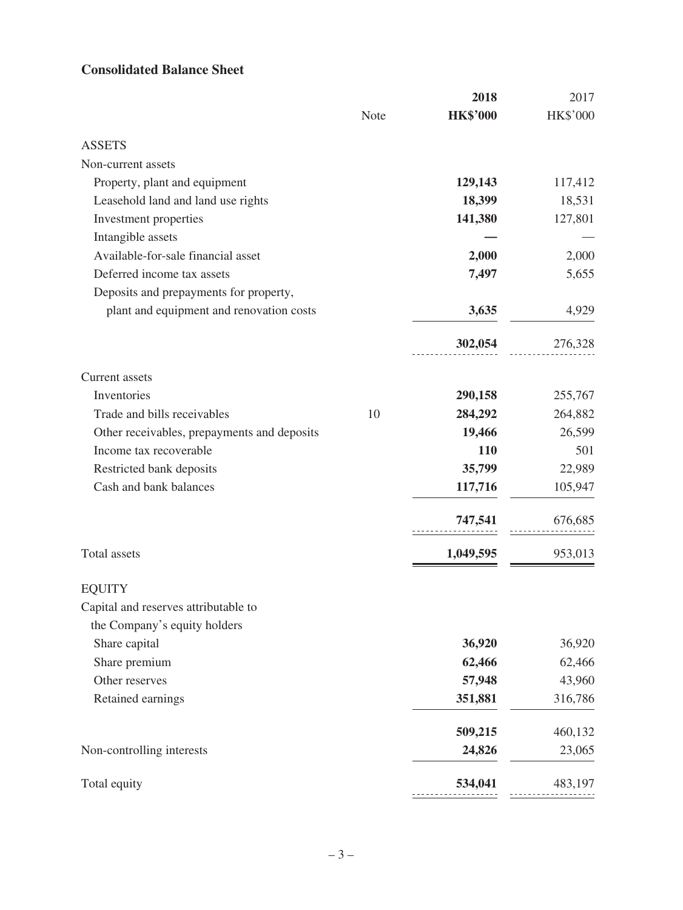## Consolidated Balance Sheet

| | Note | 2018 HK$'000 | 2017 HK$'000 |
|---|---|---|---|
| **ASSETS** | | | |
| Non-current assets | | | |
| Property, plant and equipment | | **129,143** | 117,412 |
| Leasehold land and land use rights | | **18,399** | 18,531 |
| Investment properties | | **141,380** | 127,801 |
| Intangible assets | | **—** | — |
| Available-for-sale financial asset | | **2,000** | 2,000 |
| Deferred income tax assets | | **7,497** | 5,655 |
| Deposits and prepayments for property, plant and equipment and renovation costs | | **3,635** | 4,929 |
| | | **302,054** | 276,328 |
| Current assets | | | |
| Inventories | | **290,158** | 255,767 |
| Trade and bills receivables | 10 | **284,292** | 264,882 |
| Other receivables, prepayments and deposits | | **19,466** | 26,599 |
| Income tax recoverable | | **110** | 501 |
| Restricted bank deposits | | **35,799** | 22,989 |
| Cash and bank balances | | **117,716** | 105,947 |
| | | **747,541** | 676,685 |
| Total assets | | **1,049,595** | 953,013 |
| **EQUITY** | | | |
| Capital and reserves attributable to the Company's equity holders | | | |
| Share capital | | **36,920** | 36,920 |
| Share premium | | **62,466** | 62,466 |
| Other reserves | | **57,948** | 43,960 |
| Retained earnings | | **351,881** | 316,786 |
| | | **509,215** | 460,132 |
| Non-controlling interests | | **24,826** | 23,065 |
| Total equity | | **534,041** | 483,197 |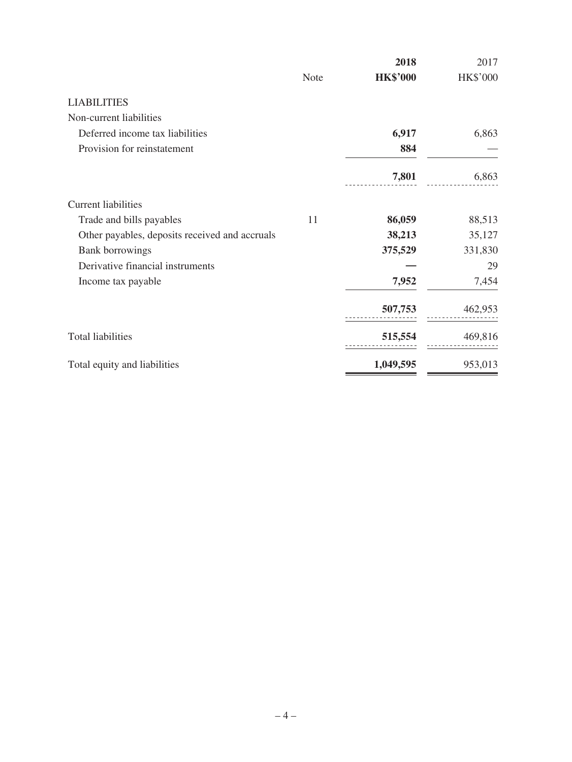| | Note | 2018 HK$'000 | 2017 HK$'000 |
|---|---|---|---|
| LIABILITIES | | | |
| Non-current liabilities | | | |
| Deferred income tax liabilities | | **6,917** | 6,863 |
| Provision for reinstatement | | **884** | — |
| | | **7,801** | 6,863 |
| Current liabilities | | | |
| Trade and bills payables | 11 | **86,059** | 88,513 |
| Other payables, deposits received and accruals | | **38,213** | 35,127 |
| Bank borrowings | | **375,529** | 331,830 |
| Derivative financial instruments | | **—** | 29 |
| Income tax payable | | **7,952** | 7,454 |
| | | **507,753** | 462,953 |
| Total liabilities | | **515,554** | 469,816 |
| Total equity and liabilities | | **1,049,595** | 953,013 |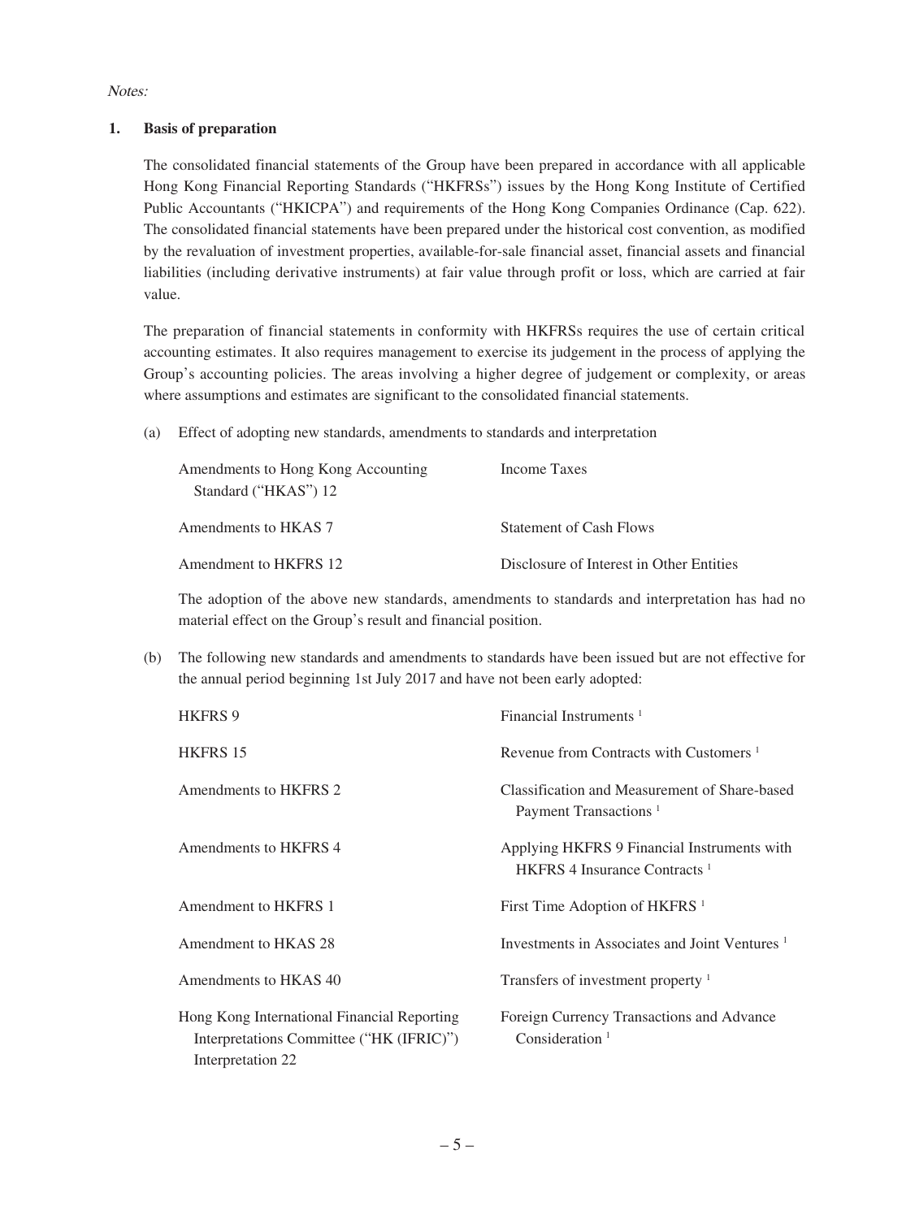*Notes:*

## 1. Basis of preparation

The consolidated financial statements of the Group have been prepared in accordance with all applicable Hong Kong Financial Reporting Standards ("HKFRSs") issues by the Hong Kong Institute of Certified Public Accountants ("HKICPA") and requirements of the Hong Kong Companies Ordinance (Cap. 622). The consolidated financial statements have been prepared under the historical cost convention, as modified by the revaluation of investment properties, available-for-sale financial asset, financial assets and financial liabilities (including derivative instruments) at fair value through profit or loss, which are carried at fair value.

The preparation of financial statements in conformity with HKFRSs requires the use of certain critical accounting estimates. It also requires management to exercise its judgement in the process of applying the Group's accounting policies. The areas involving a higher degree of judgement or complexity, or areas where assumptions and estimates are significant to the consolidated financial statements.

(a) Effect of adopting new standards, amendments to standards and interpretation

| | |
|---|---|
| Amendments to Hong Kong Accounting Standard ("HKAS") 12 | Income Taxes |
| Amendments to HKAS 7 | Statement of Cash Flows |
| Amendment to HKFRS 12 | Disclosure of Interest in Other Entities |

The adoption of the above new standards, amendments to standards and interpretation has had no material effect on the Group's result and financial position.

(b) The following new standards and amendments to standards have been issued but are not effective for the annual period beginning 1st July 2017 and have not been early adopted:

| | |
|---|---|
| HKFRS 9 | Financial Instruments [1] |
| HKFRS 15 | Revenue from Contracts with Customers [1] |
| Amendments to HKFRS 2 | Classification and Measurement of Share-based Payment Transactions [1] |
| Amendments to HKFRS 4 | Applying HKFRS 9 Financial Instruments with HKFRS 4 Insurance Contracts [1] |
| Amendment to HKFRS 1 | First Time Adoption of HKFRS [1] |
| Amendment to HKAS 28 | Investments in Associates and Joint Ventures [1] |
| Amendments to HKAS 40 | Transfers of investment property [1] |
| Hong Kong International Financial Reporting Interpretations Committee ("HK (IFRIC)") Interpretation 22 | Foreign Currency Transactions and Advance Consideration [1] |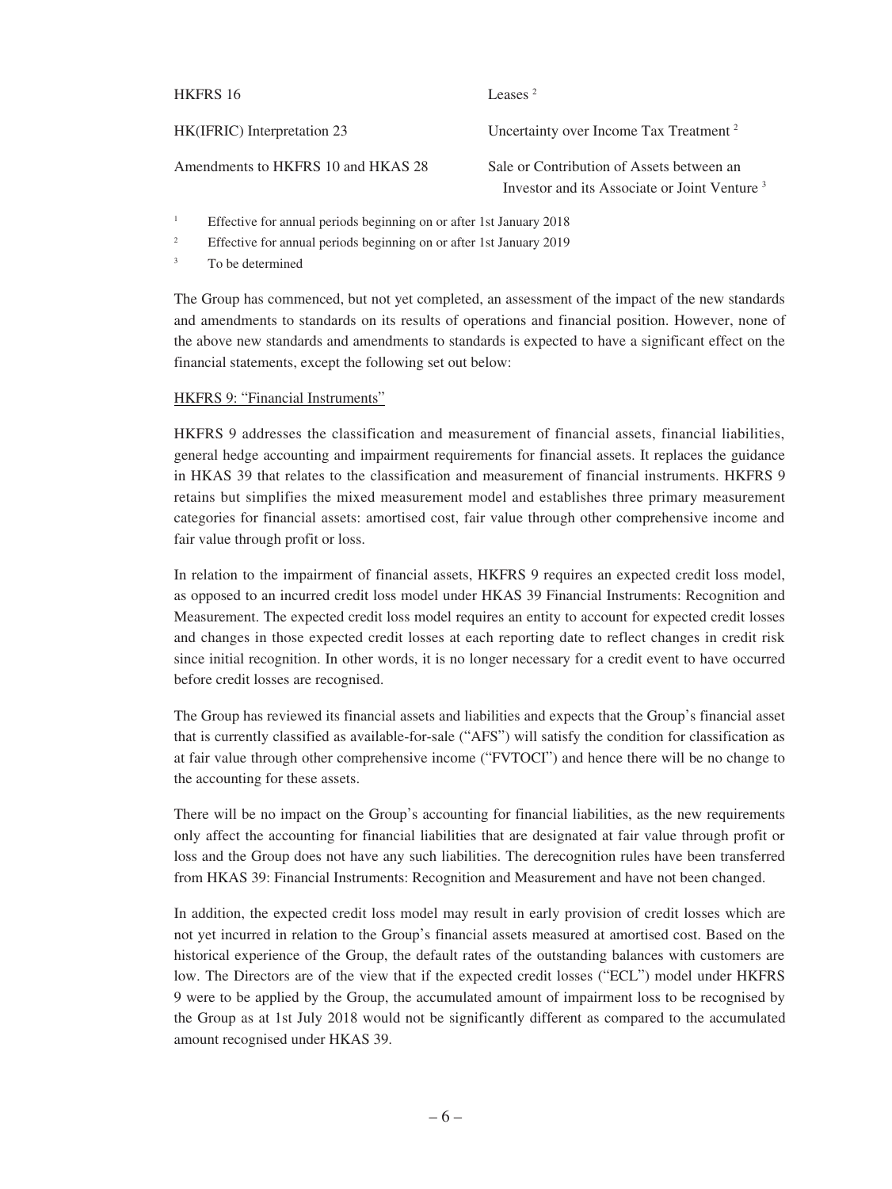| | |
|---|---|
| HKFRS 16 | Leases [2] |
| HK(IFRIC) Interpretation 23 | Uncertainty over Income Tax Treatment [2] |
| Amendments to HKFRS 10 and HKAS 28 | Sale or Contribution of Assets between an Investor and its Associate or Joint Venture [3] |

[1] Effective for annual periods beginning on or after 1st January 2018

[2] Effective for annual periods beginning on or after 1st January 2019

[3] To be determined

The Group has commenced, but not yet completed, an assessment of the impact of the new standards and amendments to standards on its results of operations and financial position. However, none of the above new standards and amendments to standards is expected to have a significant effect on the financial statements, except the following set out below:

HKFRS 9: "Financial Instruments"

HKFRS 9 addresses the classification and measurement of financial assets, financial liabilities, general hedge accounting and impairment requirements for financial assets. It replaces the guidance in HKAS 39 that relates to the classification and measurement of financial instruments. HKFRS 9 retains but simplifies the mixed measurement model and establishes three primary measurement categories for financial assets: amortised cost, fair value through other comprehensive income and fair value through profit or loss.

In relation to the impairment of financial assets, HKFRS 9 requires an expected credit loss model, as opposed to an incurred credit loss model under HKAS 39 Financial Instruments: Recognition and Measurement. The expected credit loss model requires an entity to account for expected credit losses and changes in those expected credit losses at each reporting date to reflect changes in credit risk since initial recognition. In other words, it is no longer necessary for a credit event to have occurred before credit losses are recognised.

The Group has reviewed its financial assets and liabilities and expects that the Group's financial asset that is currently classified as available-for-sale ("AFS") will satisfy the condition for classification as at fair value through other comprehensive income ("FVTOCI") and hence there will be no change to the accounting for these assets.

There will be no impact on the Group's accounting for financial liabilities, as the new requirements only affect the accounting for financial liabilities that are designated at fair value through profit or loss and the Group does not have any such liabilities. The derecognition rules have been transferred from HKAS 39: Financial Instruments: Recognition and Measurement and have not been changed.

In addition, the expected credit loss model may result in early provision of credit losses which are not yet incurred in relation to the Group's financial assets measured at amortised cost. Based on the historical experience of the Group, the default rates of the outstanding balances with customers are low. The Directors are of the view that if the expected credit losses ("ECL") model under HKFRS 9 were to be applied by the Group, the accumulated amount of impairment loss to be recognised by the Group as at 1st July 2018 would not be significantly different as compared to the accumulated amount recognised under HKAS 39.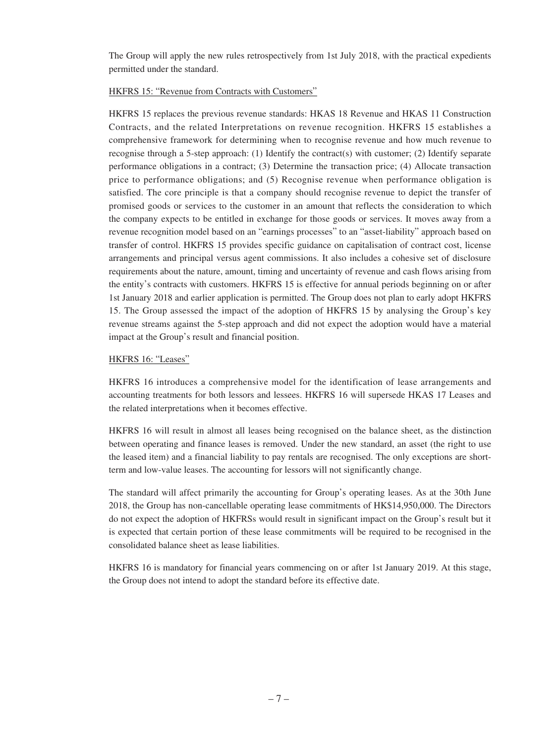The Group will apply the new rules retrospectively from 1st July 2018, with the practical expedients permitted under the standard.

HKFRS 15: "Revenue from Contracts with Customers"

HKFRS 15 replaces the previous revenue standards: HKAS 18 Revenue and HKAS 11 Construction Contracts, and the related Interpretations on revenue recognition. HKFRS 15 establishes a comprehensive framework for determining when to recognise revenue and how much revenue to recognise through a 5-step approach: (1) Identify the contract(s) with customer; (2) Identify separate performance obligations in a contract; (3) Determine the transaction price; (4) Allocate transaction price to performance obligations; and (5) Recognise revenue when performance obligation is satisfied. The core principle is that a company should recognise revenue to depict the transfer of promised goods or services to the customer in an amount that reflects the consideration to which the company expects to be entitled in exchange for those goods or services. It moves away from a revenue recognition model based on an "earnings processes" to an "asset-liability" approach based on transfer of control. HKFRS 15 provides specific guidance on capitalisation of contract cost, license arrangements and principal versus agent commissions. It also includes a cohesive set of disclosure requirements about the nature, amount, timing and uncertainty of revenue and cash flows arising from the entity's contracts with customers. HKFRS 15 is effective for annual periods beginning on or after 1st January 2018 and earlier application is permitted. The Group does not plan to early adopt HKFRS 15. The Group assessed the impact of the adoption of HKFRS 15 by analysing the Group's key revenue streams against the 5-step approach and did not expect the adoption would have a material impact at the Group's result and financial position.

HKFRS 16: "Leases"

HKFRS 16 introduces a comprehensive model for the identification of lease arrangements and accounting treatments for both lessors and lessees. HKFRS 16 will supersede HKAS 17 Leases and the related interpretations when it becomes effective.

HKFRS 16 will result in almost all leases being recognised on the balance sheet, as the distinction between operating and finance leases is removed. Under the new standard, an asset (the right to use the leased item) and a financial liability to pay rentals are recognised. The only exceptions are short-term and low-value leases. The accounting for lessors will not significantly change.

The standard will affect primarily the accounting for Group's operating leases. As at the 30th June 2018, the Group has non-cancellable operating lease commitments of HK$14,950,000. The Directors do not expect the adoption of HKFRSs would result in significant impact on the Group's result but it is expected that certain portion of these lease commitments will be required to be recognised in the consolidated balance sheet as lease liabilities.

HKFRS 16 is mandatory for financial years commencing on or after 1st January 2019. At this stage, the Group does not intend to adopt the standard before its effective date.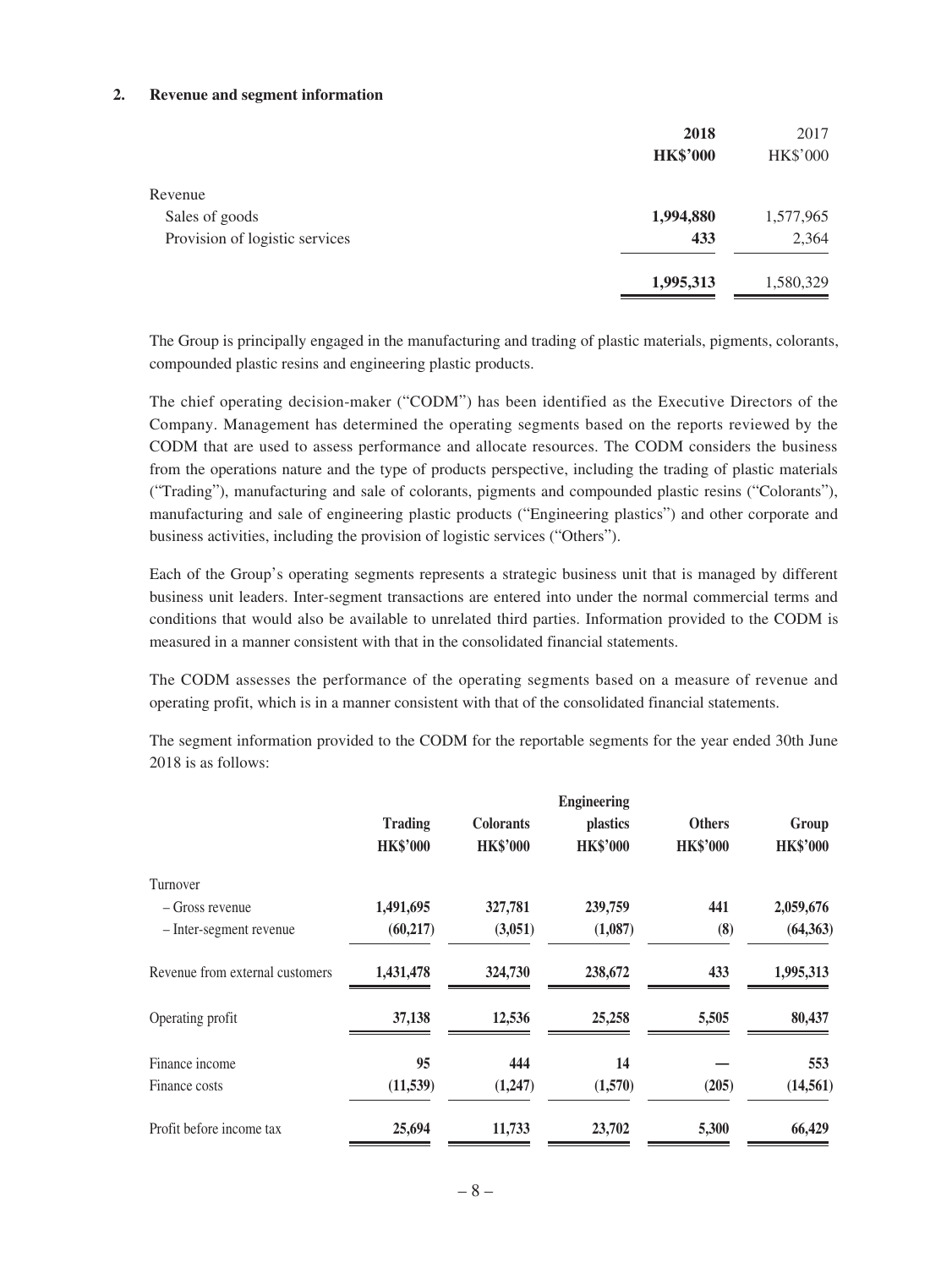## 2. Revenue and segment information

| | 2018 | 2017 |
|---|---|---|
| | HK$'000 | HK$'000 |
| Revenue | | |
| Sales of goods | 1,994,880 | 1,577,965 |
| Provision of logistic services | 433 | 2,364 |
| | 1,995,313 | 1,580,329 |

The Group is principally engaged in the manufacturing and trading of plastic materials, pigments, colorants, compounded plastic resins and engineering plastic products.

The chief operating decision-maker ("CODM") has been identified as the Executive Directors of the Company. Management has determined the operating segments based on the reports reviewed by the CODM that are used to assess performance and allocate resources. The CODM considers the business from the operations nature and the type of products perspective, including the trading of plastic materials ("Trading"), manufacturing and sale of colorants, pigments and compounded plastic resins ("Colorants"), manufacturing and sale of engineering plastic products ("Engineering plastics") and other corporate and business activities, including the provision of logistic services ("Others").

Each of the Group's operating segments represents a strategic business unit that is managed by different business unit leaders. Inter-segment transactions are entered into under the normal commercial terms and conditions that would also be available to unrelated third parties. Information provided to the CODM is measured in a manner consistent with that in the consolidated financial statements.

The CODM assesses the performance of the operating segments based on a measure of revenue and operating profit, which is in a manner consistent with that of the consolidated financial statements.

The segment information provided to the CODM for the reportable segments for the year ended 30th June 2018 is as follows:

| | Trading | Colorants | Engineering plastics | Others | Group |
|---|---|---|---|---|---|
| | HK$'000 | HK$'000 | HK$'000 | HK$'000 | HK$'000 |
| Turnover | | | | | |
| – Gross revenue | 1,491,695 | 327,781 | 239,759 | 441 | 2,059,676 |
| – Inter-segment revenue | (60,217) | (3,051) | (1,087) | (8) | (64,363) |
| Revenue from external customers | 1,431,478 | 324,730 | 238,672 | 433 | 1,995,313 |
| Operating profit | 37,138 | 12,536 | 25,258 | 5,505 | 80,437 |
| Finance income | 95 | 444 | 14 | — | 553 |
| Finance costs | (11,539) | (1,247) | (1,570) | (205) | (14,561) |
| Profit before income tax | 25,694 | 11,733 | 23,702 | 5,300 | 66,429 |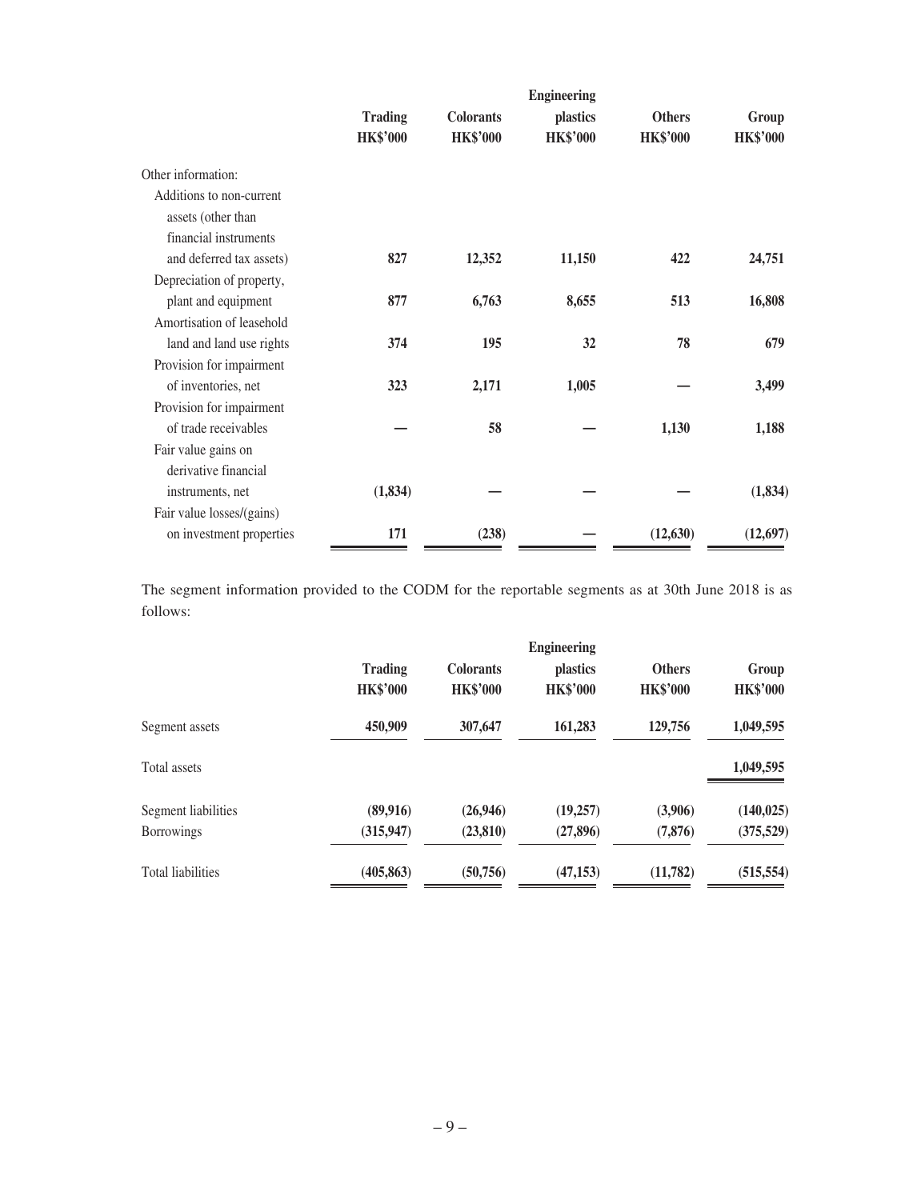| | Trading<br>HK$'000 | Colorants<br>HK$'000 | Engineering plastics<br>HK$'000 | Others<br>HK$'000 | Group<br>HK$'000 |
|---|---|---|---|---|---|
| Other information: | | | | | |
| Additions to non-current assets (other than financial instruments and deferred tax assets) | 827 | 12,352 | 11,150 | 422 | 24,751 |
| Depreciation of property, plant and equipment | 877 | 6,763 | 8,655 | 513 | 16,808 |
| Amortisation of leasehold land and land use rights | 374 | 195 | 32 | 78 | 679 |
| Provision for impairment of inventories, net | 323 | 2,171 | 1,005 | — | 3,499 |
| Provision for impairment of trade receivables | — | 58 | — | 1,130 | 1,188 |
| Fair value gains on derivative financial instruments, net | (1,834) | — | — | — | (1,834) |
| Fair value losses/(gains) on investment properties | 171 | (238) | — | (12,630) | (12,697) |

The segment information provided to the CODM for the reportable segments as at 30th June 2018 is as follows:

| | Trading<br>HK$'000 | Colorants<br>HK$'000 | Engineering plastics<br>HK$'000 | Others<br>HK$'000 | Group<br>HK$'000 |
|---|---|---|---|---|---|
| Segment assets | 450,909 | 307,647 | 161,283 | 129,756 | 1,049,595 |
| Total assets | | | | | 1,049,595 |
| Segment liabilities | (89,916) | (26,946) | (19,257) | (3,906) | (140,025) |
| Borrowings | (315,947) | (23,810) | (27,896) | (7,876) | (375,529) |
| Total liabilities | (405,863) | (50,756) | (47,153) | (11,782) | (515,554) |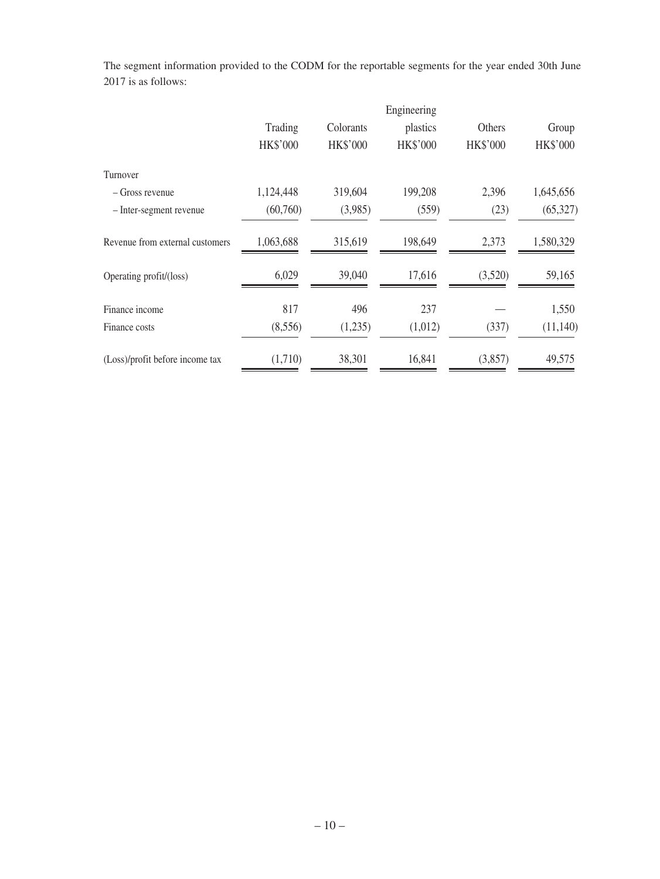The segment information provided to the CODM for the reportable segments for the year ended 30th June 2017 is as follows:

| | Trading | Colorants | Engineering plastics | Others | Group |
|---|---|---|---|---|---|
| | HK$'000 | HK$'000 | HK$'000 | HK$'000 | HK$'000 |
| Turnover | | | | | |
| – Gross revenue | 1,124,448 | 319,604 | 199,208 | 2,396 | 1,645,656 |
| – Inter-segment revenue | (60,760) | (3,985) | (559) | (23) | (65,327) |
| Revenue from external customers | 1,063,688 | 315,619 | 198,649 | 2,373 | 1,580,329 |
| Operating profit/(loss) | 6,029 | 39,040 | 17,616 | (3,520) | 59,165 |
| Finance income | 817 | 496 | 237 | — | 1,550 |
| Finance costs | (8,556) | (1,235) | (1,012) | (337) | (11,140) |
| (Loss)/profit before income tax | (1,710) | 38,301 | 16,841 | (3,857) | 49,575 |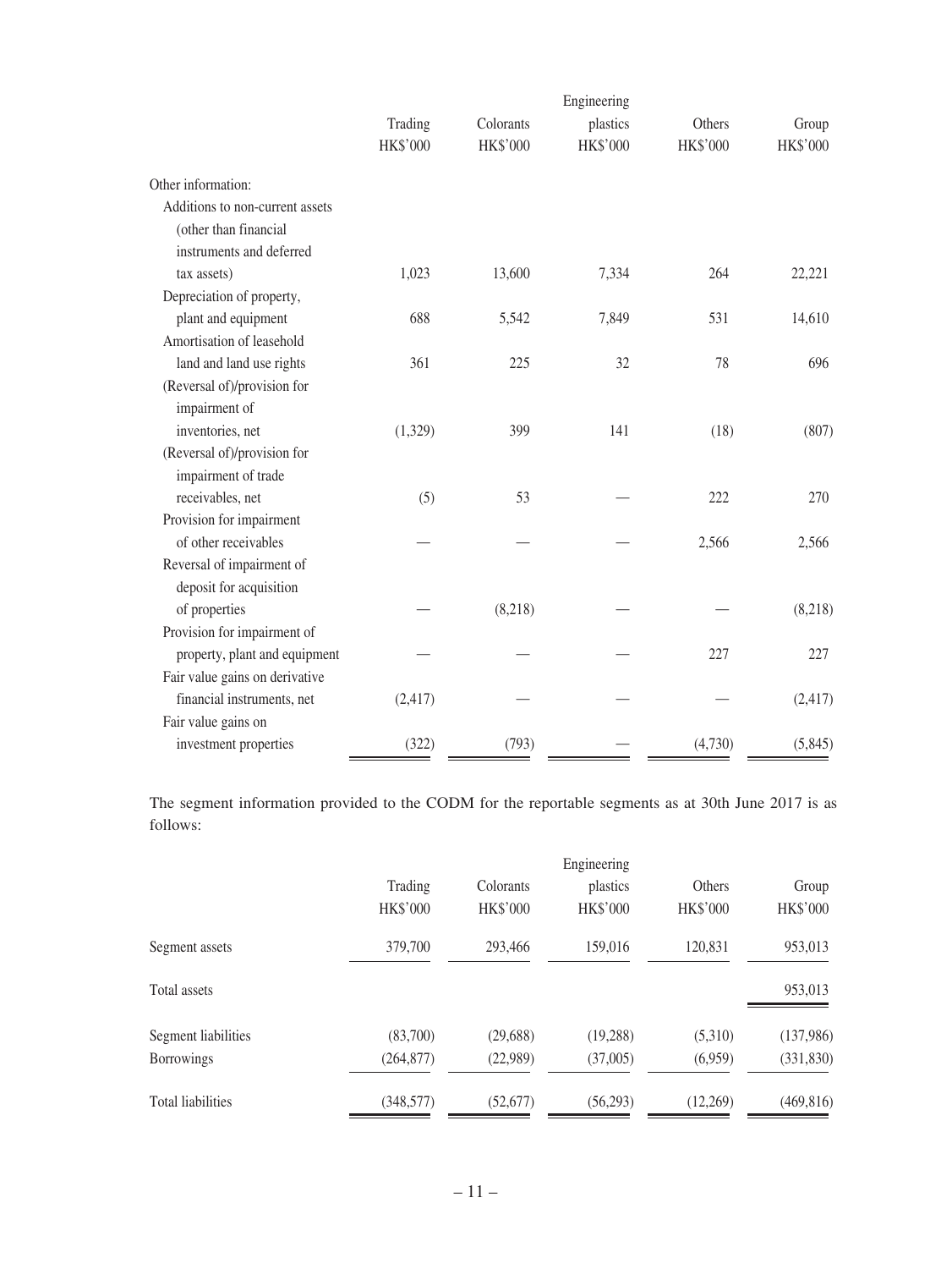| | Trading HK$'000 | Colorants HK$'000 | Engineering plastics HK$'000 | Others HK$'000 | Group HK$'000 |
|---|---|---|---|---|---|
| Other information: | | | | | |
| Additions to non-current assets (other than financial instruments and deferred tax assets) | 1,023 | 13,600 | 7,334 | 264 | 22,221 |
| Depreciation of property, plant and equipment | 688 | 5,542 | 7,849 | 531 | 14,610 |
| Amortisation of leasehold land and land use rights | 361 | 225 | 32 | 78 | 696 |
| (Reversal of)/provision for impairment of inventories, net | (1,329) | 399 | 141 | (18) | (807) |
| (Reversal of)/provision for impairment of trade receivables, net | (5) | 53 | — | 222 | 270 |
| Provision for impairment of other receivables | — | — | — | 2,566 | 2,566 |
| Reversal of impairment of deposit for acquisition of properties | — | (8,218) | — | — | (8,218) |
| Provision for impairment of property, plant and equipment | — | — | — | 227 | 227 |
| Fair value gains on derivative financial instruments, net | (2,417) | — | — | — | (2,417) |
| Fair value gains on investment properties | (322) | (793) | — | (4,730) | (5,845) |

The segment information provided to the CODM for the reportable segments as at 30th June 2017 is as follows:

| | Trading HK$'000 | Colorants HK$'000 | Engineering plastics HK$'000 | Others HK$'000 | Group HK$'000 |
|---|---|---|---|---|---|
| Segment assets | 379,700 | 293,466 | 159,016 | 120,831 | 953,013 |
| Total assets | | | | | 953,013 |
| Segment liabilities | (83,700) | (29,688) | (19,288) | (5,310) | (137,986) |
| Borrowings | (264,877) | (22,989) | (37,005) | (6,959) | (331,830) |
| Total liabilities | (348,577) | (52,677) | (56,293) | (12,269) | (469,816) |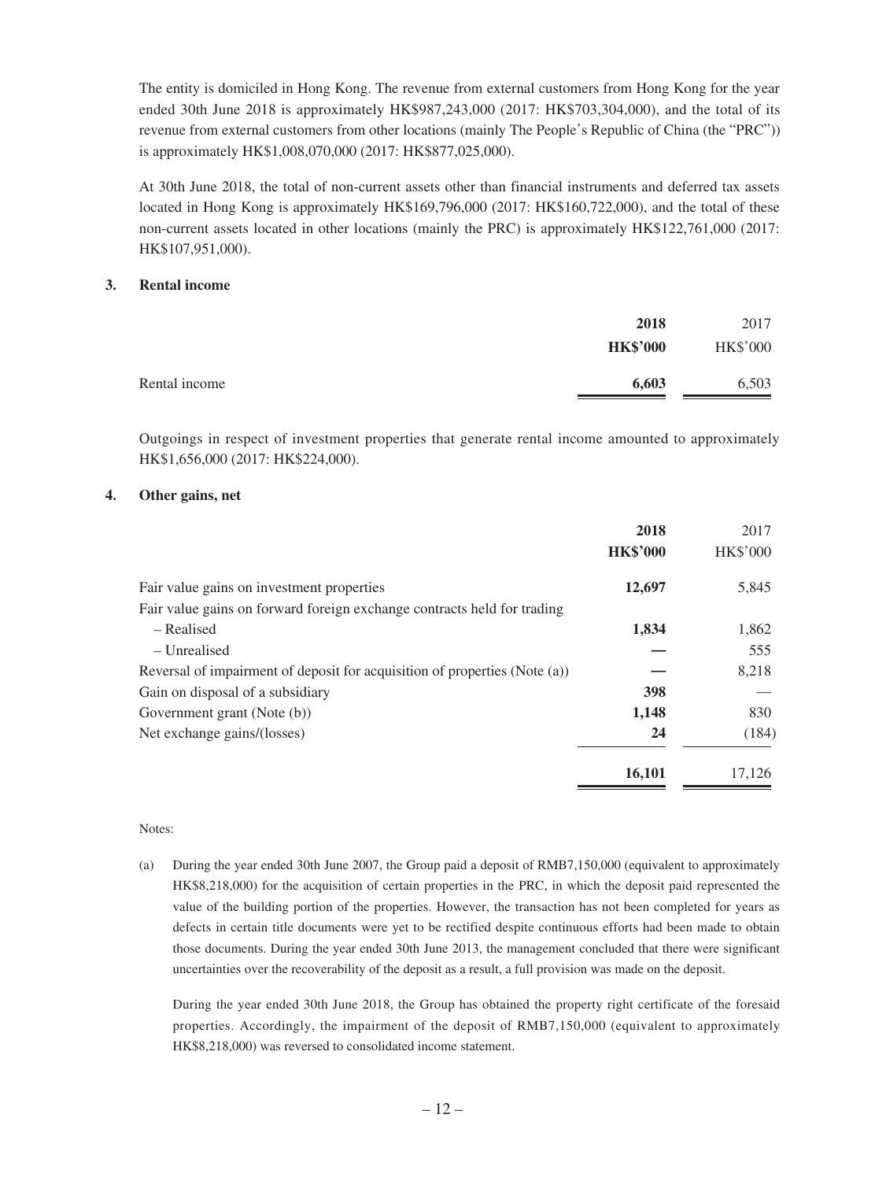The entity is domiciled in Hong Kong. The revenue from external customers from Hong Kong for the year ended 30th June 2018 is approximately HK$987,243,000 (2017: HK$703,304,000), and the total of its revenue from external customers from other locations (mainly The People's Republic of China (the "PRC")) is approximately HK$1,008,070,000 (2017: HK$877,025,000).

At 30th June 2018, the total of non-current assets other than financial instruments and deferred tax assets located in Hong Kong is approximately HK$169,796,000 (2017: HK$160,722,000), and the total of these non-current assets located in other locations (mainly the PRC) is approximately HK$122,761,000 (2017: HK$107,951,000).

## 3. Rental income

| | **2018** | 2017 |
|---|---|---|
| | **HK$'000** | HK$'000 |
| Rental income | **6,603** | 6,503 |

Outgoings in respect of investment properties that generate rental income amounted to approximately HK$1,656,000 (2017: HK$224,000).

## 4. Other gains, net

| | **2018** | 2017 |
|---|---|---|
| | **HK$'000** | HK$'000 |
| Fair value gains on investment properties | **12,697** | 5,845 |
| Fair value gains on forward foreign exchange contracts held for trading | | |
| – Realised | **1,834** | 1,862 |
| – Unrealised | **—** | 555 |
| Reversal of impairment of deposit for acquisition of properties (Note (a)) | **—** | 8,218 |
| Gain on disposal of a subsidiary | **398** | — |
| Government grant (Note (b)) | **1,148** | 830 |
| Net exchange gains/(losses) | **24** | (184) |
| | **16,101** | 17,126 |

Notes:

(a) During the year ended 30th June 2007, the Group paid a deposit of RMB7,150,000 (equivalent to approximately HK$8,218,000) for the acquisition of certain properties in the PRC, in which the deposit paid represented the value of the building portion of the properties. However, the transaction has not been completed for years as defects in certain title documents were yet to be rectified despite continuous efforts had been made to obtain those documents. During the year ended 30th June 2013, the management concluded that there were significant uncertainties over the recoverability of the deposit as a result, a full provision was made on the deposit.

During the year ended 30th June 2018, the Group has obtained the property right certificate of the foresaid properties. Accordingly, the impairment of the deposit of RMB7,150,000 (equivalent to approximately HK$8,218,000) was reversed to consolidated income statement.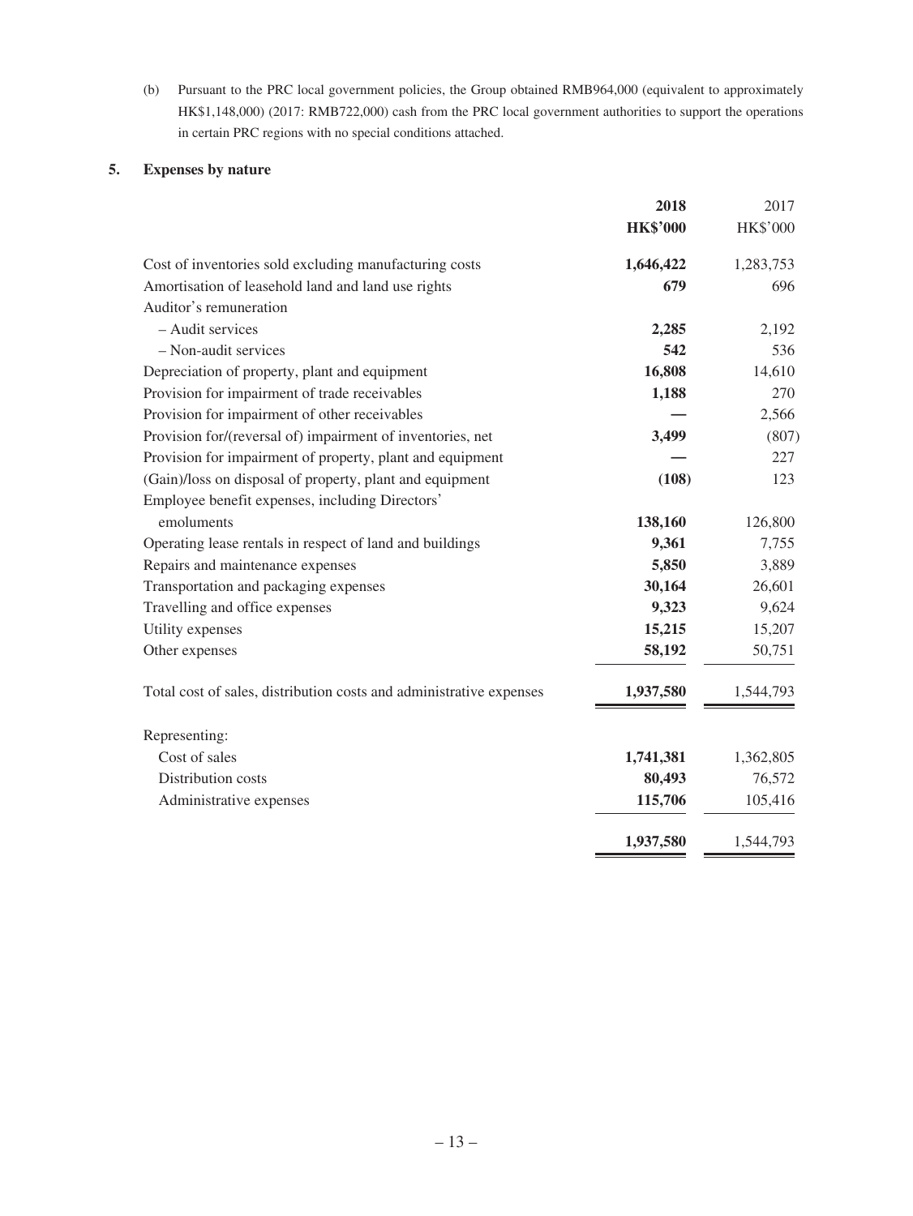(b) Pursuant to the PRC local government policies, the Group obtained RMB964,000 (equivalent to approximately HK$1,148,000) (2017: RMB722,000) cash from the PRC local government authorities to support the operations in certain PRC regions with no special conditions attached.

## 5. Expenses by nature

| | 2018 | 2017 |
|---|---|---|
| | HK$'000 | HK$'000 |
| Cost of inventories sold excluding manufacturing costs | **1,646,422** | 1,283,753 |
| Amortisation of leasehold land and land use rights | **679** | 696 |
| Auditor's remuneration | | |
| – Audit services | **2,285** | 2,192 |
| – Non-audit services | **542** | 536 |
| Depreciation of property, plant and equipment | **16,808** | 14,610 |
| Provision for impairment of trade receivables | **1,188** | 270 |
| Provision for impairment of other receivables | **—** | 2,566 |
| Provision for/(reversal of) impairment of inventories, net | **3,499** | (807) |
| Provision for impairment of property, plant and equipment | **—** | 227 |
| (Gain)/loss on disposal of property, plant and equipment | **(108)** | 123 |
| Employee benefit expenses, including Directors' emoluments | **138,160** | 126,800 |
| Operating lease rentals in respect of land and buildings | **9,361** | 7,755 |
| Repairs and maintenance expenses | **5,850** | 3,889 |
| Transportation and packaging expenses | **30,164** | 26,601 |
| Travelling and office expenses | **9,323** | 9,624 |
| Utility expenses | **15,215** | 15,207 |
| Other expenses | **58,192** | 50,751 |
| Total cost of sales, distribution costs and administrative expenses | **1,937,580** | 1,544,793 |
| Representing: | | |
| Cost of sales | **1,741,381** | 1,362,805 |
| Distribution costs | **80,493** | 76,572 |
| Administrative expenses | **115,706** | 105,416 |
| | **1,937,580** | 1,544,793 |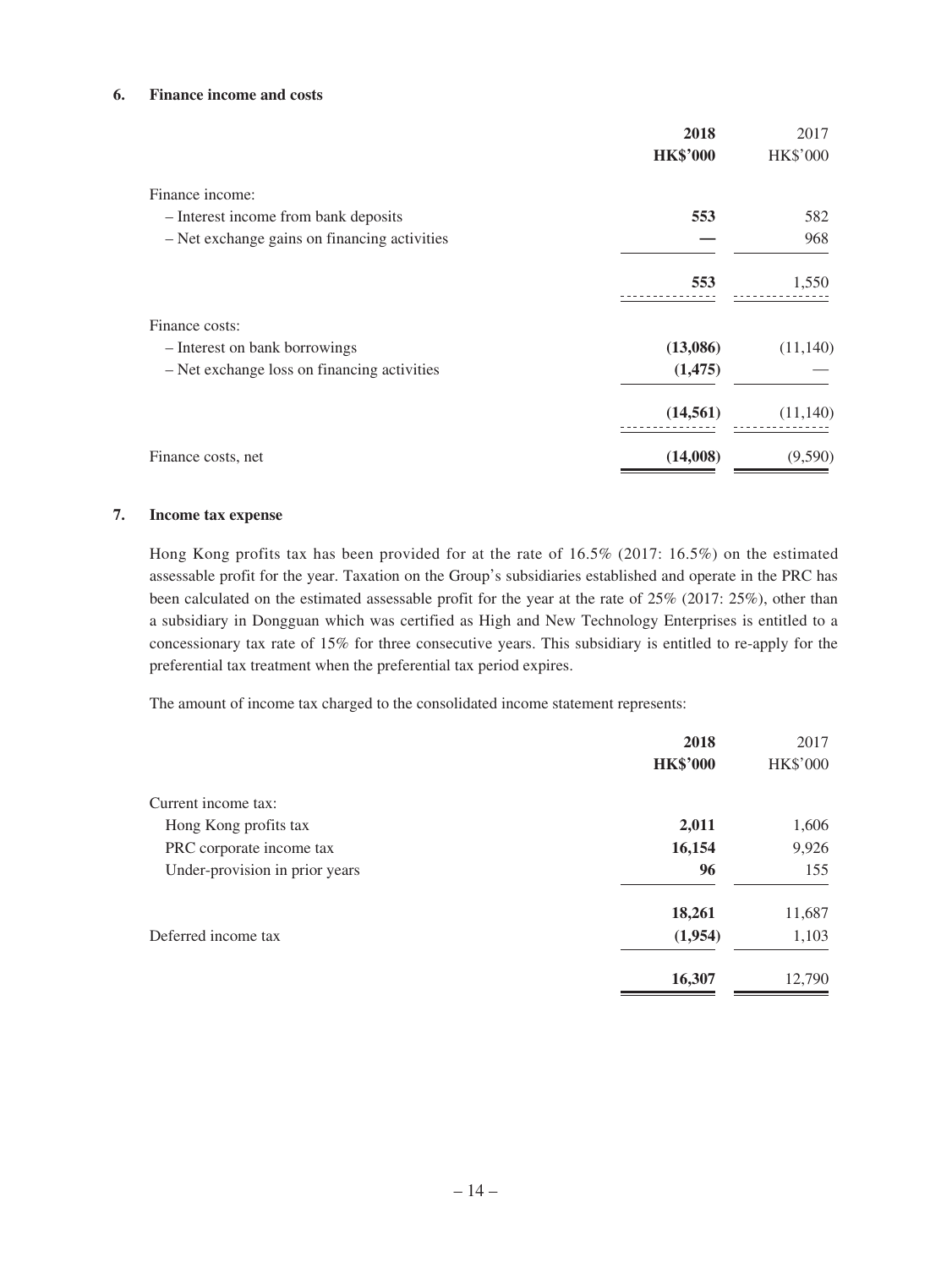### 6. Finance income and costs

| | 2018 HK$'000 | 2017 HK$'000 |
|---|---|---|
| Finance income: | | |
| – Interest income from bank deposits | **553** | 582 |
| – Net exchange gains on financing activities | **—** | 968 |
| | **553** | 1,550 |
| Finance costs: | | |
| – Interest on bank borrowings | **(13,086)** | (11,140) |
| – Net exchange loss on financing activities | **(1,475)** | — |
| | **(14,561)** | (11,140) |
| Finance costs, net | **(14,008)** | (9,590) |

### 7. Income tax expense

Hong Kong profits tax has been provided for at the rate of 16.5% (2017: 16.5%) on the estimated assessable profit for the year. Taxation on the Group's subsidiaries established and operate in the PRC has been calculated on the estimated assessable profit for the year at the rate of 25% (2017: 25%), other than a subsidiary in Dongguan which was certified as High and New Technology Enterprises is entitled to a concessionary tax rate of 15% for three consecutive years. This subsidiary is entitled to re-apply for the preferential tax treatment when the preferential tax period expires.

The amount of income tax charged to the consolidated income statement represents:

| | 2018 HK$'000 | 2017 HK$'000 |
|---|---|---|
| Current income tax: | | |
| Hong Kong profits tax | **2,011** | 1,606 |
| PRC corporate income tax | **16,154** | 9,926 |
| Under-provision in prior years | **96** | 155 |
| | **18,261** | 11,687 |
| Deferred income tax | **(1,954)** | 1,103 |
| | **16,307** | 12,790 |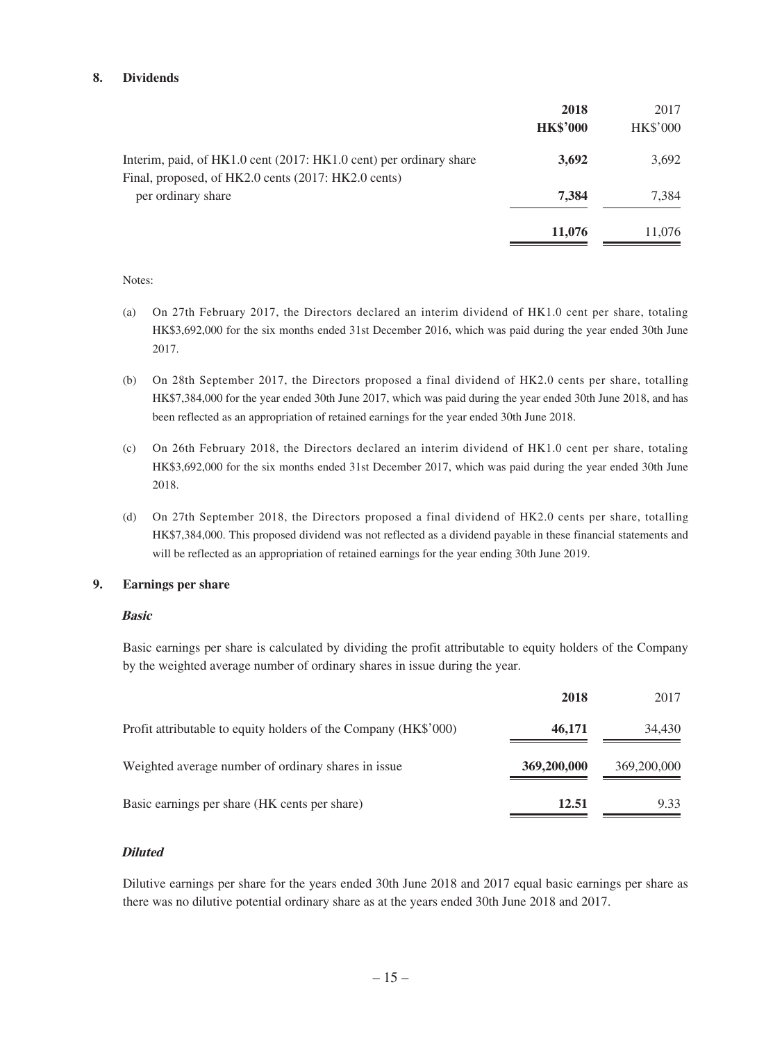## 8. Dividends

| | 2018 | 2017 |
|---|---|---|
| | HK$'000 | HK$'000 |
| Interim, paid, of HK1.0 cent (2017: HK1.0 cent) per ordinary share | 3,692 | 3,692 |
| Final, proposed, of HK2.0 cents (2017: HK2.0 cents) per ordinary share | 7,384 | 7,384 |
| | 11,076 | 11,076 |

Notes:

(a) On 27th February 2017, the Directors declared an interim dividend of HK1.0 cent per share, totaling HK$3,692,000 for the six months ended 31st December 2016, which was paid during the year ended 30th June 2017.

(b) On 28th September 2017, the Directors proposed a final dividend of HK2.0 cents per share, totalling HK$7,384,000 for the year ended 30th June 2017, which was paid during the year ended 30th June 2018, and has been reflected as an appropriation of retained earnings for the year ended 30th June 2018.

(c) On 26th February 2018, the Directors declared an interim dividend of HK1.0 cent per share, totaling HK$3,692,000 for the six months ended 31st December 2017, which was paid during the year ended 30th June 2018.

(d) On 27th September 2018, the Directors proposed a final dividend of HK2.0 cents per share, totalling HK$7,384,000. This proposed dividend was not reflected as a dividend payable in these financial statements and will be reflected as an appropriation of retained earnings for the year ending 30th June 2019.

## 9. Earnings per share

### *Basic*

Basic earnings per share is calculated by dividing the profit attributable to equity holders of the Company by the weighted average number of ordinary shares in issue during the year.

| | 2018 | 2017 |
|---|---|---|
| Profit attributable to equity holders of the Company (HK$'000) | 46,171 | 34,430 |
| Weighted average number of ordinary shares in issue | 369,200,000 | 369,200,000 |
| Basic earnings per share (HK cents per share) | 12.51 | 9.33 |

### *Diluted*

Dilutive earnings per share for the years ended 30th June 2018 and 2017 equal basic earnings per share as there was no dilutive potential ordinary share as at the years ended 30th June 2018 and 2017.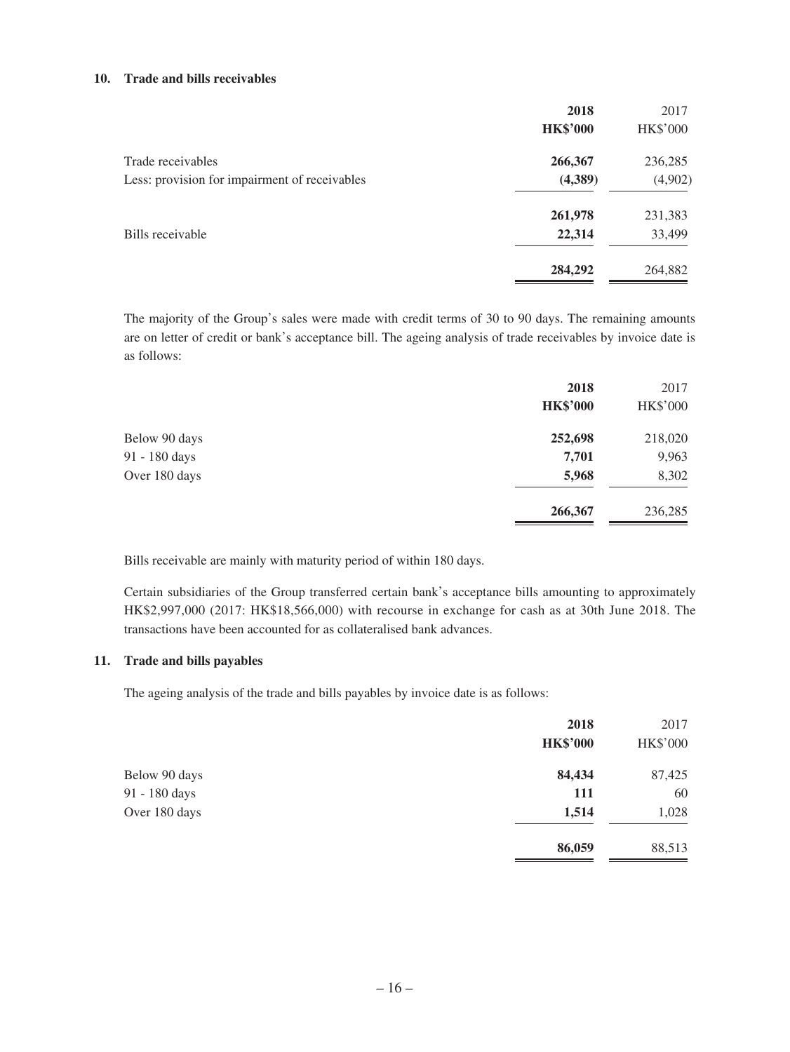## 10. Trade and bills receivables

| | 2018 | 2017 |
|---|---|---|
| | **HK$'000** | HK$'000 |
| Trade receivables | **266,367** | 236,285 |
| Less: provision for impairment of receivables | **(4,389)** | (4,902) |
| | **261,978** | 231,383 |
| Bills receivable | **22,314** | 33,499 |
| | **284,292** | 264,882 |

The majority of the Group's sales were made with credit terms of 30 to 90 days. The remaining amounts are on letter of credit or bank's acceptance bill. The ageing analysis of trade receivables by invoice date is as follows:

| | 2018 | 2017 |
|---|---|---|
| | **HK$'000** | HK$'000 |
| Below 90 days | **252,698** | 218,020 |
| 91 - 180 days | **7,701** | 9,963 |
| Over 180 days | **5,968** | 8,302 |
| | **266,367** | 236,285 |

Bills receivable are mainly with maturity period of within 180 days.

Certain subsidiaries of the Group transferred certain bank's acceptance bills amounting to approximately HK$2,997,000 (2017: HK$18,566,000) with recourse in exchange for cash as at 30th June 2018. The transactions have been accounted for as collateralised bank advances.

## 11. Trade and bills payables

The ageing analysis of the trade and bills payables by invoice date is as follows:

| | 2018 | 2017 |
|---|---|---|
| | **HK$'000** | HK$'000 |
| Below 90 days | **84,434** | 87,425 |
| 91 - 180 days | **111** | 60 |
| Over 180 days | **1,514** | 1,028 |
| | **86,059** | 88,513 |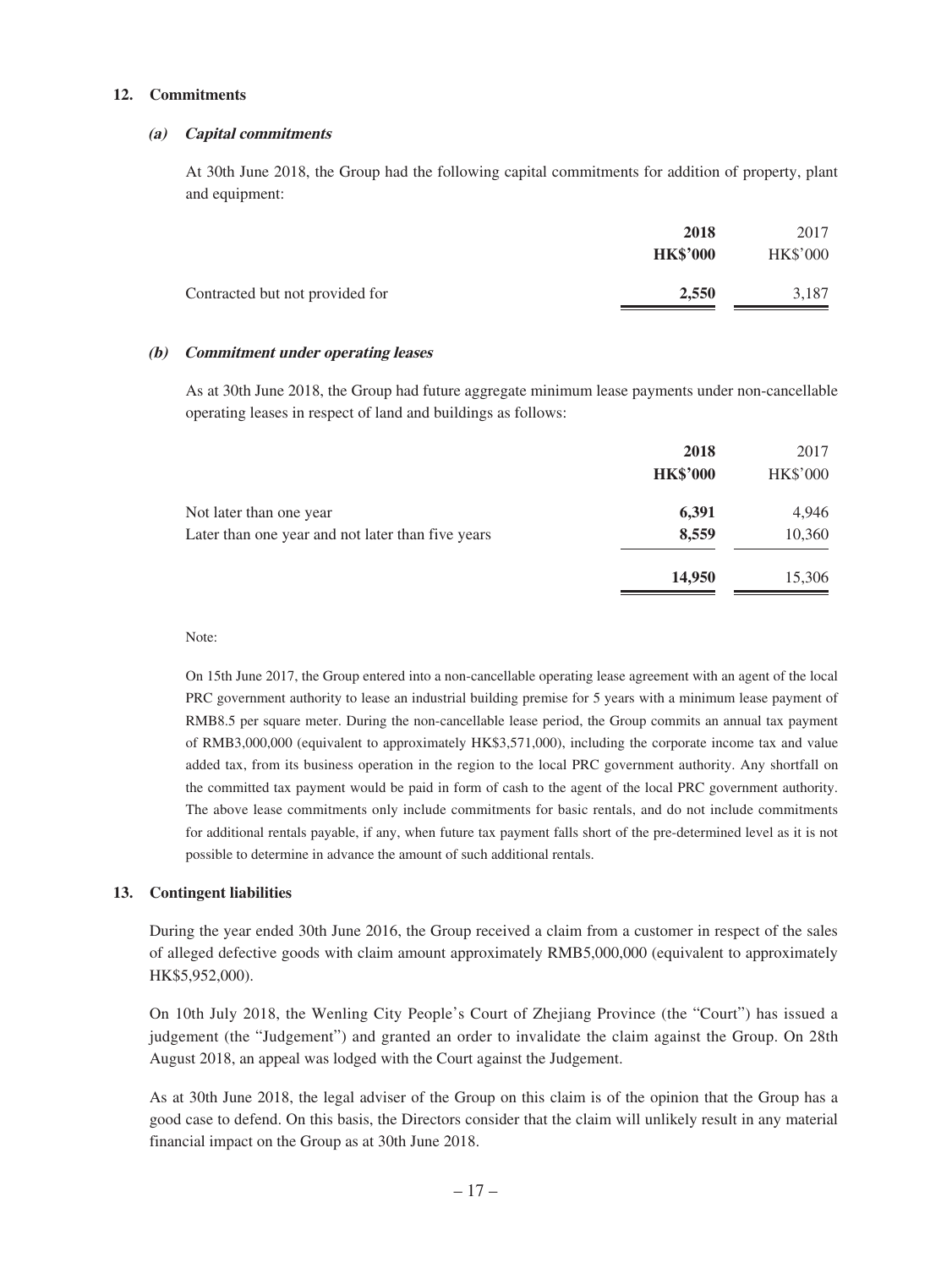## 12. Commitments

### *(a) Capital commitments*

At 30th June 2018, the Group had the following capital commitments for addition of property, plant and equipment:

| | **2018** | 2017 |
|---|---|---|
| | **HK$'000** | HK$'000 |
| Contracted but not provided for | **2,550** | 3,187 |

### *(b) Commitment under operating leases*

As at 30th June 2018, the Group had future aggregate minimum lease payments under non-cancellable operating leases in respect of land and buildings as follows:

| | **2018** | 2017 |
|---|---|---|
| | **HK$'000** | HK$'000 |
| Not later than one year | **6,391** | 4,946 |
| Later than one year and not later than five years | **8,559** | 10,360 |
| | **14,950** | 15,306 |

Note:

On 15th June 2017, the Group entered into a non-cancellable operating lease agreement with an agent of the local PRC government authority to lease an industrial building premise for 5 years with a minimum lease payment of RMB8.5 per square meter. During the non-cancellable lease period, the Group commits an annual tax payment of RMB3,000,000 (equivalent to approximately HK$3,571,000), including the corporate income tax and value added tax, from its business operation in the region to the local PRC government authority. Any shortfall on the committed tax payment would be paid in form of cash to the agent of the local PRC government authority. The above lease commitments only include commitments for basic rentals, and do not include commitments for additional rentals payable, if any, when future tax payment falls short of the pre-determined level as it is not possible to determine in advance the amount of such additional rentals.

## 13. Contingent liabilities

During the year ended 30th June 2016, the Group received a claim from a customer in respect of the sales of alleged defective goods with claim amount approximately RMB5,000,000 (equivalent to approximately HK$5,952,000).

On 10th July 2018, the Wenling City People's Court of Zhejiang Province (the "Court") has issued a judgement (the "Judgement") and granted an order to invalidate the claim against the Group. On 28th August 2018, an appeal was lodged with the Court against the Judgement.

As at 30th June 2018, the legal adviser of the Group on this claim is of the opinion that the Group has a good case to defend. On this basis, the Directors consider that the claim will unlikely result in any material financial impact on the Group as at 30th June 2018.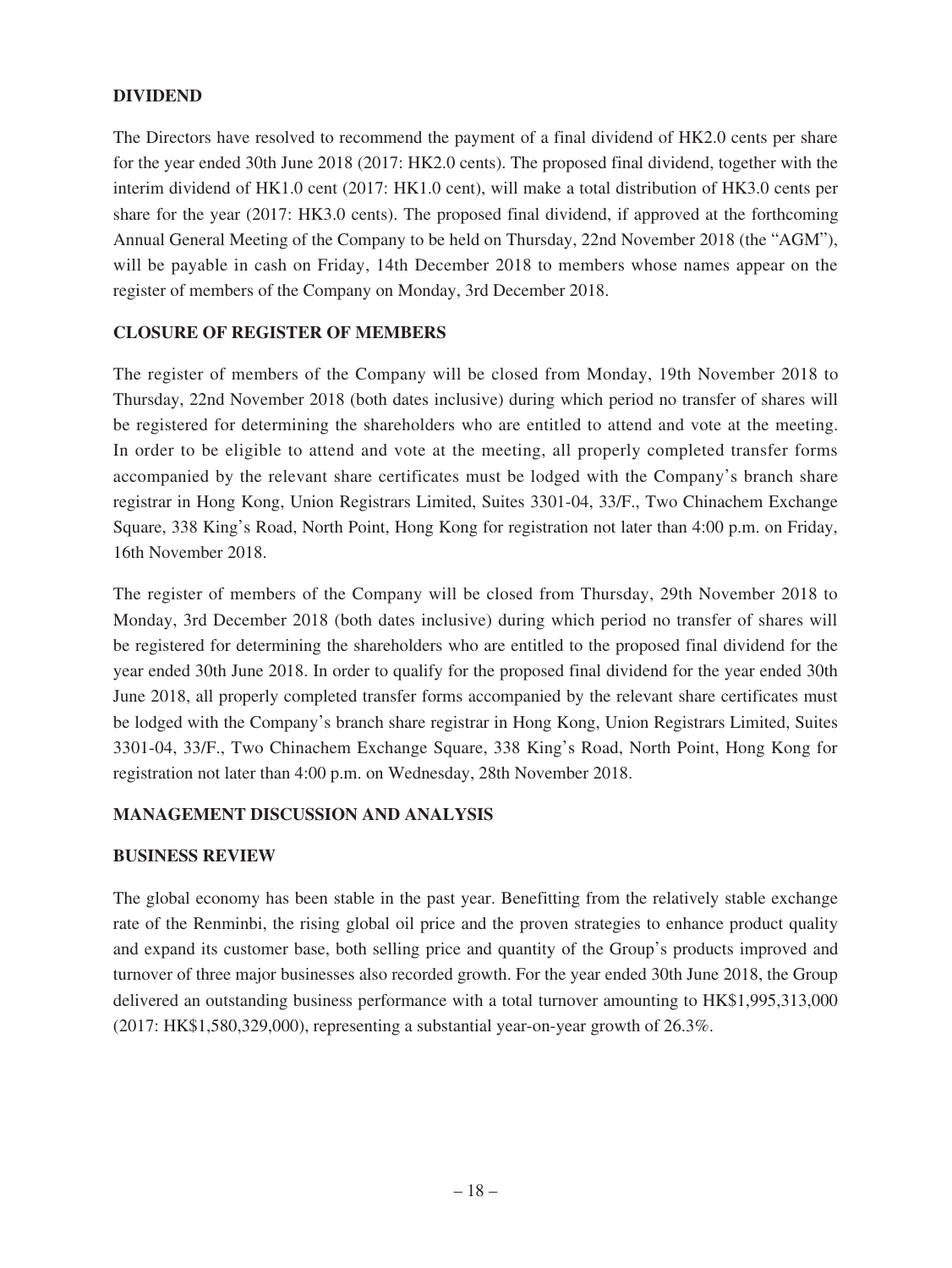## DIVIDEND

The Directors have resolved to recommend the payment of a final dividend of HK2.0 cents per share for the year ended 30th June 2018 (2017: HK2.0 cents). The proposed final dividend, together with the interim dividend of HK1.0 cent (2017: HK1.0 cent), will make a total distribution of HK3.0 cents per share for the year (2017: HK3.0 cents). The proposed final dividend, if approved at the forthcoming Annual General Meeting of the Company to be held on Thursday, 22nd November 2018 (the "AGM"), will be payable in cash on Friday, 14th December 2018 to members whose names appear on the register of members of the Company on Monday, 3rd December 2018.

## CLOSURE OF REGISTER OF MEMBERS

The register of members of the Company will be closed from Monday, 19th November 2018 to Thursday, 22nd November 2018 (both dates inclusive) during which period no transfer of shares will be registered for determining the shareholders who are entitled to attend and vote at the meeting. In order to be eligible to attend and vote at the meeting, all properly completed transfer forms accompanied by the relevant share certificates must be lodged with the Company's branch share registrar in Hong Kong, Union Registrars Limited, Suites 3301-04, 33/F., Two Chinachem Exchange Square, 338 King's Road, North Point, Hong Kong for registration not later than 4:00 p.m. on Friday, 16th November 2018.

The register of members of the Company will be closed from Thursday, 29th November 2018 to Monday, 3rd December 2018 (both dates inclusive) during which period no transfer of shares will be registered for determining the shareholders who are entitled to the proposed final dividend for the year ended 30th June 2018. In order to qualify for the proposed final dividend for the year ended 30th June 2018, all properly completed transfer forms accompanied by the relevant share certificates must be lodged with the Company's branch share registrar in Hong Kong, Union Registrars Limited, Suites 3301-04, 33/F., Two Chinachem Exchange Square, 338 King's Road, North Point, Hong Kong for registration not later than 4:00 p.m. on Wednesday, 28th November 2018.

## MANAGEMENT DISCUSSION AND ANALYSIS

### BUSINESS REVIEW

The global economy has been stable in the past year. Benefitting from the relatively stable exchange rate of the Renminbi, the rising global oil price and the proven strategies to enhance product quality and expand its customer base, both selling price and quantity of the Group's products improved and turnover of three major businesses also recorded growth. For the year ended 30th June 2018, the Group delivered an outstanding business performance with a total turnover amounting to HK$1,995,313,000 (2017: HK$1,580,329,000), representing a substantial year-on-year growth of 26.3%.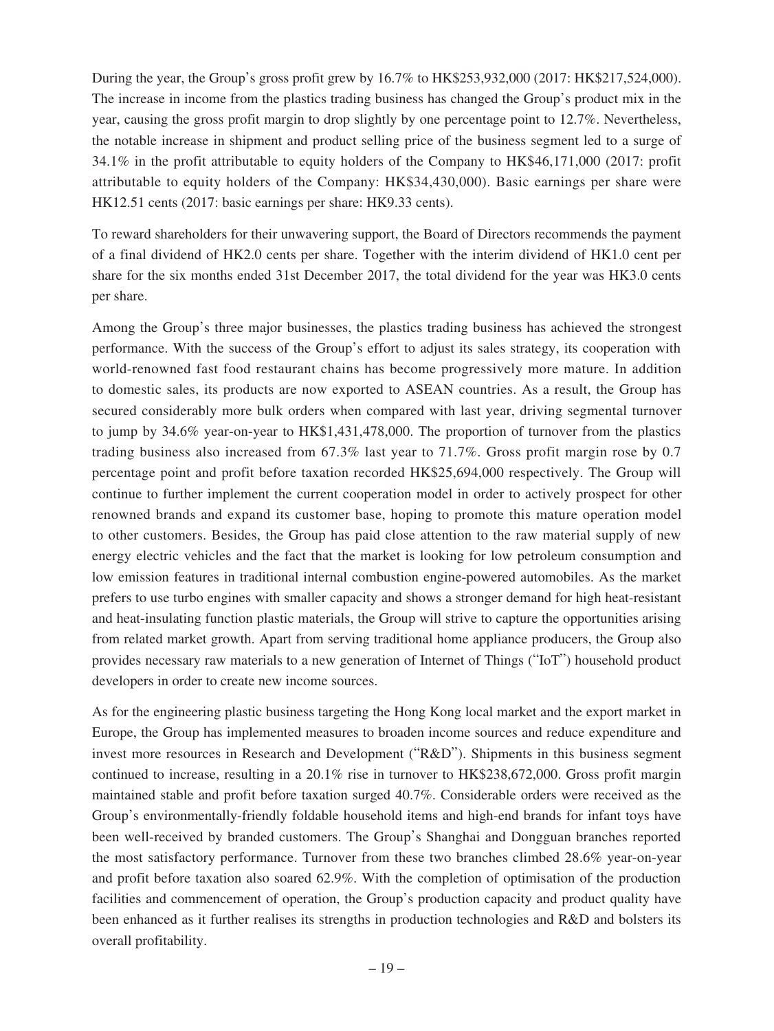During the year, the Group's gross profit grew by 16.7% to HK$253,932,000 (2017: HK$217,524,000). The increase in income from the plastics trading business has changed the Group's product mix in the year, causing the gross profit margin to drop slightly by one percentage point to 12.7%. Nevertheless, the notable increase in shipment and product selling price of the business segment led to a surge of 34.1% in the profit attributable to equity holders of the Company to HK$46,171,000 (2017: profit attributable to equity holders of the Company: HK$34,430,000). Basic earnings per share were HK12.51 cents (2017: basic earnings per share: HK9.33 cents).

To reward shareholders for their unwavering support, the Board of Directors recommends the payment of a final dividend of HK2.0 cents per share. Together with the interim dividend of HK1.0 cent per share for the six months ended 31st December 2017, the total dividend for the year was HK3.0 cents per share.

Among the Group's three major businesses, the plastics trading business has achieved the strongest performance. With the success of the Group's effort to adjust its sales strategy, its cooperation with world-renowned fast food restaurant chains has become progressively more mature. In addition to domestic sales, its products are now exported to ASEAN countries. As a result, the Group has secured considerably more bulk orders when compared with last year, driving segmental turnover to jump by 34.6% year-on-year to HK$1,431,478,000. The proportion of turnover from the plastics trading business also increased from 67.3% last year to 71.7%. Gross profit margin rose by 0.7 percentage point and profit before taxation recorded HK$25,694,000 respectively. The Group will continue to further implement the current cooperation model in order to actively prospect for other renowned brands and expand its customer base, hoping to promote this mature operation model to other customers. Besides, the Group has paid close attention to the raw material supply of new energy electric vehicles and the fact that the market is looking for low petroleum consumption and low emission features in traditional internal combustion engine-powered automobiles. As the market prefers to use turbo engines with smaller capacity and shows a stronger demand for high heat-resistant and heat-insulating function plastic materials, the Group will strive to capture the opportunities arising from related market growth. Apart from serving traditional home appliance producers, the Group also provides necessary raw materials to a new generation of Internet of Things ("IoT") household product developers in order to create new income sources.

As for the engineering plastic business targeting the Hong Kong local market and the export market in Europe, the Group has implemented measures to broaden income sources and reduce expenditure and invest more resources in Research and Development ("R&D"). Shipments in this business segment continued to increase, resulting in a 20.1% rise in turnover to HK$238,672,000. Gross profit margin maintained stable and profit before taxation surged 40.7%. Considerable orders were received as the Group's environmentally-friendly foldable household items and high-end brands for infant toys have been well-received by branded customers. The Group's Shanghai and Dongguan branches reported the most satisfactory performance. Turnover from these two branches climbed 28.6% year-on-year and profit before taxation also soared 62.9%. With the completion of optimisation of the production facilities and commencement of operation, the Group's production capacity and product quality have been enhanced as it further realises its strengths in production technologies and R&D and bolsters its overall profitability.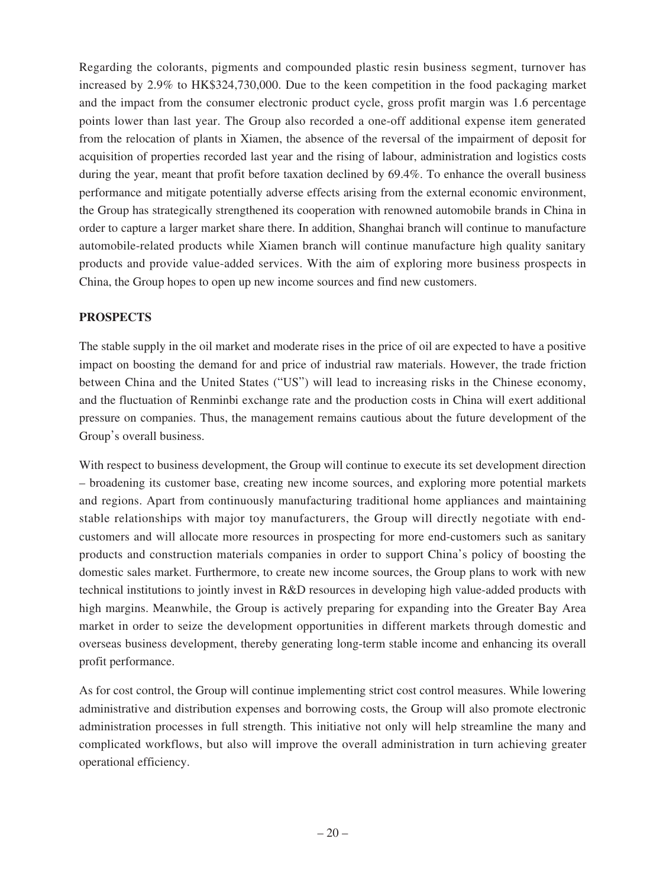Regarding the colorants, pigments and compounded plastic resin business segment, turnover has increased by 2.9% to HK$324,730,000. Due to the keen competition in the food packaging market and the impact from the consumer electronic product cycle, gross profit margin was 1.6 percentage points lower than last year. The Group also recorded a one-off additional expense item generated from the relocation of plants in Xiamen, the absence of the reversal of the impairment of deposit for acquisition of properties recorded last year and the rising of labour, administration and logistics costs during the year, meant that profit before taxation declined by 69.4%. To enhance the overall business performance and mitigate potentially adverse effects arising from the external economic environment, the Group has strategically strengthened its cooperation with renowned automobile brands in China in order to capture a larger market share there. In addition, Shanghai branch will continue to manufacture automobile-related products while Xiamen branch will continue manufacture high quality sanitary products and provide value-added services. With the aim of exploring more business prospects in China, the Group hopes to open up new income sources and find new customers.

## PROSPECTS

The stable supply in the oil market and moderate rises in the price of oil are expected to have a positive impact on boosting the demand for and price of industrial raw materials. However, the trade friction between China and the United States ("US") will lead to increasing risks in the Chinese economy, and the fluctuation of Renminbi exchange rate and the production costs in China will exert additional pressure on companies. Thus, the management remains cautious about the future development of the Group's overall business.

With respect to business development, the Group will continue to execute its set development direction – broadening its customer base, creating new income sources, and exploring more potential markets and regions. Apart from continuously manufacturing traditional home appliances and maintaining stable relationships with major toy manufacturers, the Group will directly negotiate with end-customers and will allocate more resources in prospecting for more end-customers such as sanitary products and construction materials companies in order to support China's policy of boosting the domestic sales market. Furthermore, to create new income sources, the Group plans to work with new technical institutions to jointly invest in R&D resources in developing high value-added products with high margins. Meanwhile, the Group is actively preparing for expanding into the Greater Bay Area market in order to seize the development opportunities in different markets through domestic and overseas business development, thereby generating long-term stable income and enhancing its overall profit performance.

As for cost control, the Group will continue implementing strict cost control measures. While lowering administrative and distribution expenses and borrowing costs, the Group will also promote electronic administration processes in full strength. This initiative not only will help streamline the many and complicated workflows, but also will improve the overall administration in turn achieving greater operational efficiency.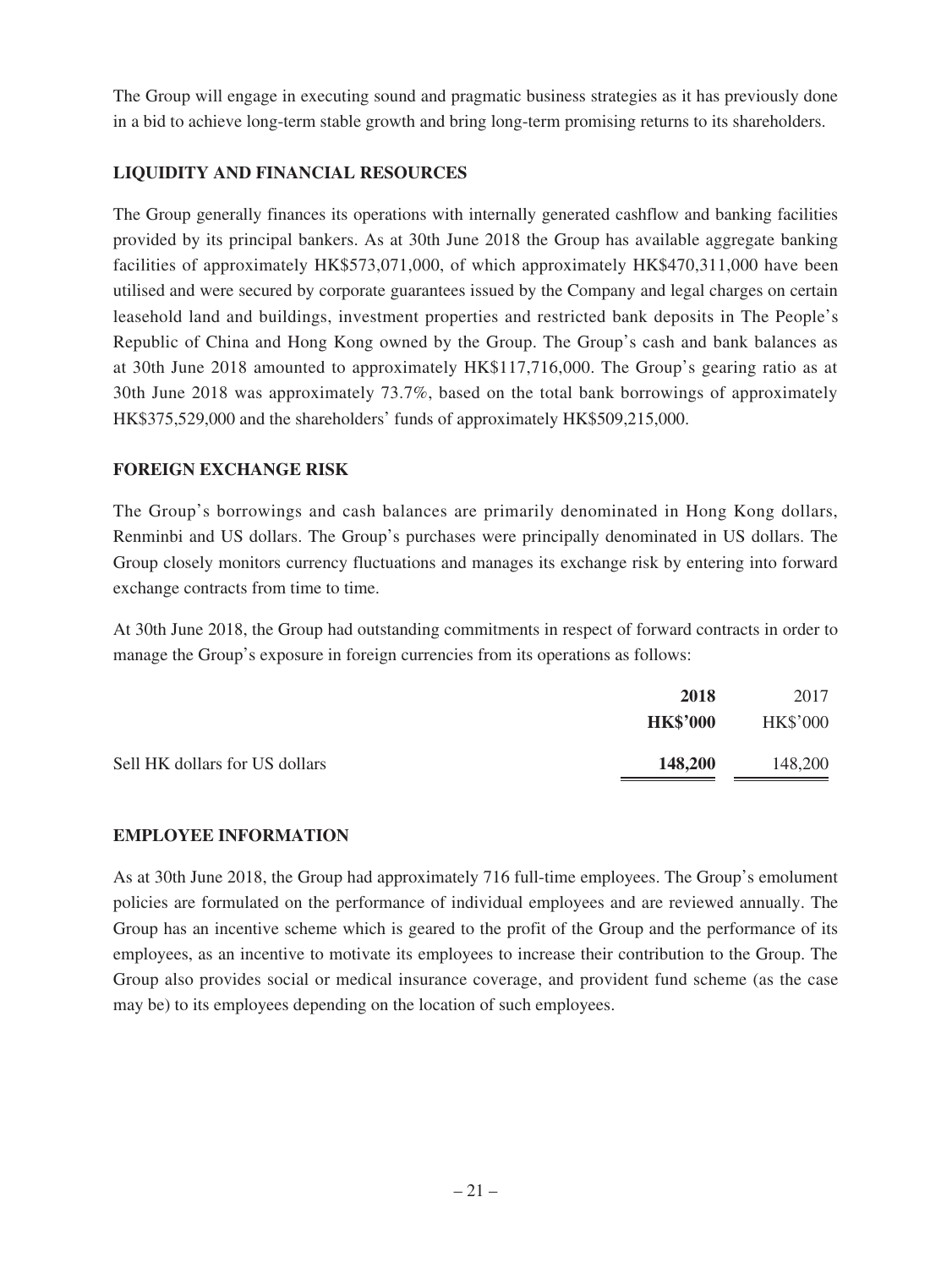The Group will engage in executing sound and pragmatic business strategies as it has previously done in a bid to achieve long-term stable growth and bring long-term promising returns to its shareholders.

## LIQUIDITY AND FINANCIAL RESOURCES

The Group generally finances its operations with internally generated cashflow and banking facilities provided by its principal bankers. As at 30th June 2018 the Group has available aggregate banking facilities of approximately HK$573,071,000, of which approximately HK$470,311,000 have been utilised and were secured by corporate guarantees issued by the Company and legal charges on certain leasehold land and buildings, investment properties and restricted bank deposits in The People's Republic of China and Hong Kong owned by the Group. The Group's cash and bank balances as at 30th June 2018 amounted to approximately HK$117,716,000. The Group's gearing ratio as at 30th June 2018 was approximately 73.7%, based on the total bank borrowings of approximately HK$375,529,000 and the shareholders' funds of approximately HK$509,215,000.

## FOREIGN EXCHANGE RISK

The Group's borrowings and cash balances are primarily denominated in Hong Kong dollars, Renminbi and US dollars. The Group's purchases were principally denominated in US dollars. The Group closely monitors currency fluctuations and manages its exchange risk by entering into forward exchange contracts from time to time.

At 30th June 2018, the Group had outstanding commitments in respect of forward contracts in order to manage the Group's exposure in foreign currencies from its operations as follows:

| | **2018** | 2017 |
|---|---|---|
| | **HK$'000** | HK$'000 |
| Sell HK dollars for US dollars | **148,200** | 148,200 |

## EMPLOYEE INFORMATION

As at 30th June 2018, the Group had approximately 716 full-time employees. The Group's emolument policies are formulated on the performance of individual employees and are reviewed annually. The Group has an incentive scheme which is geared to the profit of the Group and the performance of its employees, as an incentive to motivate its employees to increase their contribution to the Group. The Group also provides social or medical insurance coverage, and provident fund scheme (as the case may be) to its employees depending on the location of such employees.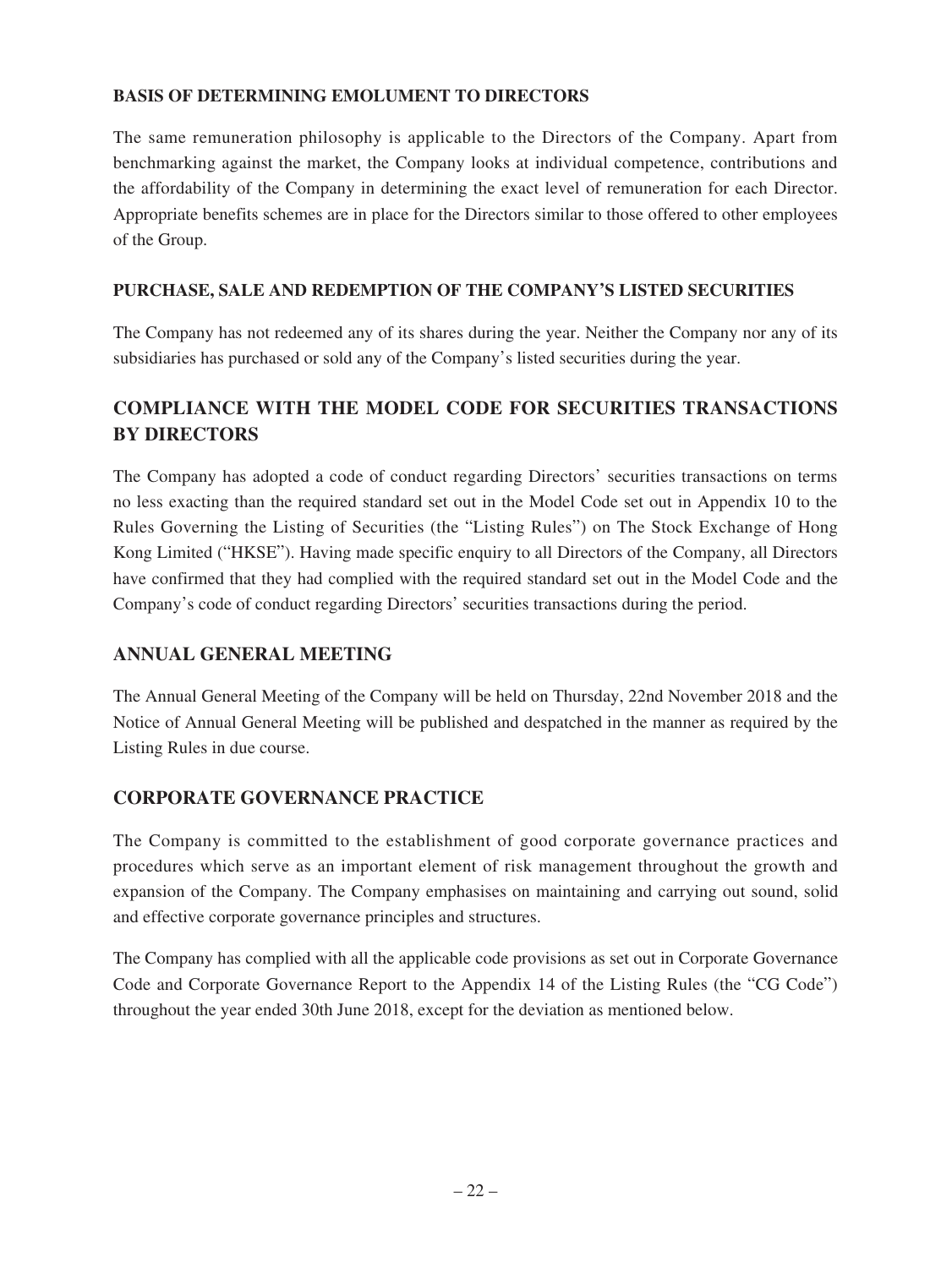### BASIS OF DETERMINING EMOLUMENT TO DIRECTORS

The same remuneration philosophy is applicable to the Directors of the Company. Apart from benchmarking against the market, the Company looks at individual competence, contributions and the affordability of the Company in determining the exact level of remuneration for each Director. Appropriate benefits schemes are in place for the Directors similar to those offered to other employees of the Group.

### PURCHASE, SALE AND REDEMPTION OF THE COMPANY'S LISTED SECURITIES

The Company has not redeemed any of its shares during the year. Neither the Company nor any of its subsidiaries has purchased or sold any of the Company's listed securities during the year.

## COMPLIANCE WITH THE MODEL CODE FOR SECURITIES TRANSACTIONS BY DIRECTORS

The Company has adopted a code of conduct regarding Directors' securities transactions on terms no less exacting than the required standard set out in the Model Code set out in Appendix 10 to the Rules Governing the Listing of Securities (the "Listing Rules") on The Stock Exchange of Hong Kong Limited ("HKSE"). Having made specific enquiry to all Directors of the Company, all Directors have confirmed that they had complied with the required standard set out in the Model Code and the Company's code of conduct regarding Directors' securities transactions during the period.

## ANNUAL GENERAL MEETING

The Annual General Meeting of the Company will be held on Thursday, 22nd November 2018 and the Notice of Annual General Meeting will be published and despatched in the manner as required by the Listing Rules in due course.

## CORPORATE GOVERNANCE PRACTICE

The Company is committed to the establishment of good corporate governance practices and procedures which serve as an important element of risk management throughout the growth and expansion of the Company. The Company emphasises on maintaining and carrying out sound, solid and effective corporate governance principles and structures.

The Company has complied with all the applicable code provisions as set out in Corporate Governance Code and Corporate Governance Report to the Appendix 14 of the Listing Rules (the "CG Code") throughout the year ended 30th June 2018, except for the deviation as mentioned below.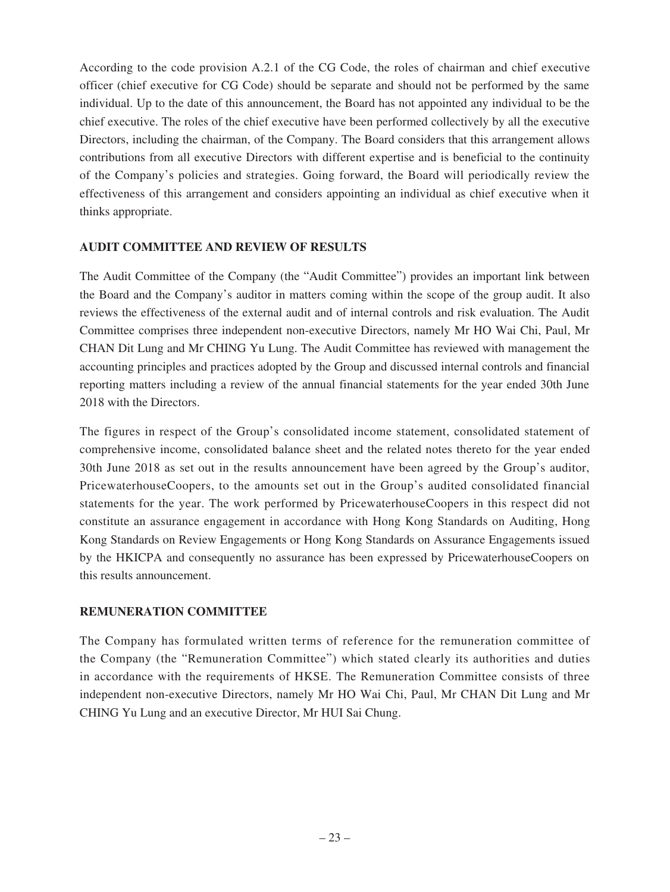According to the code provision A.2.1 of the CG Code, the roles of chairman and chief executive officer (chief executive for CG Code) should be separate and should not be performed by the same individual. Up to the date of this announcement, the Board has not appointed any individual to be the chief executive. The roles of the chief executive have been performed collectively by all the executive Directors, including the chairman, of the Company. The Board considers that this arrangement allows contributions from all executive Directors with different expertise and is beneficial to the continuity of the Company's policies and strategies. Going forward, the Board will periodically review the effectiveness of this arrangement and considers appointing an individual as chief executive when it thinks appropriate.

## AUDIT COMMITTEE AND REVIEW OF RESULTS

The Audit Committee of the Company (the "Audit Committee") provides an important link between the Board and the Company's auditor in matters coming within the scope of the group audit. It also reviews the effectiveness of the external audit and of internal controls and risk evaluation. The Audit Committee comprises three independent non-executive Directors, namely Mr HO Wai Chi, Paul, Mr CHAN Dit Lung and Mr CHING Yu Lung. The Audit Committee has reviewed with management the accounting principles and practices adopted by the Group and discussed internal controls and financial reporting matters including a review of the annual financial statements for the year ended 30th June 2018 with the Directors.

The figures in respect of the Group's consolidated income statement, consolidated statement of comprehensive income, consolidated balance sheet and the related notes thereto for the year ended 30th June 2018 as set out in the results announcement have been agreed by the Group's auditor, PricewaterhouseCoopers, to the amounts set out in the Group's audited consolidated financial statements for the year. The work performed by PricewaterhouseCoopers in this respect did not constitute an assurance engagement in accordance with Hong Kong Standards on Auditing, Hong Kong Standards on Review Engagements or Hong Kong Standards on Assurance Engagements issued by the HKICPA and consequently no assurance has been expressed by PricewaterhouseCoopers on this results announcement.

## REMUNERATION COMMITTEE

The Company has formulated written terms of reference for the remuneration committee of the Company (the "Remuneration Committee") which stated clearly its authorities and duties in accordance with the requirements of HKSE. The Remuneration Committee consists of three independent non-executive Directors, namely Mr HO Wai Chi, Paul, Mr CHAN Dit Lung and Mr CHING Yu Lung and an executive Director, Mr HUI Sai Chung.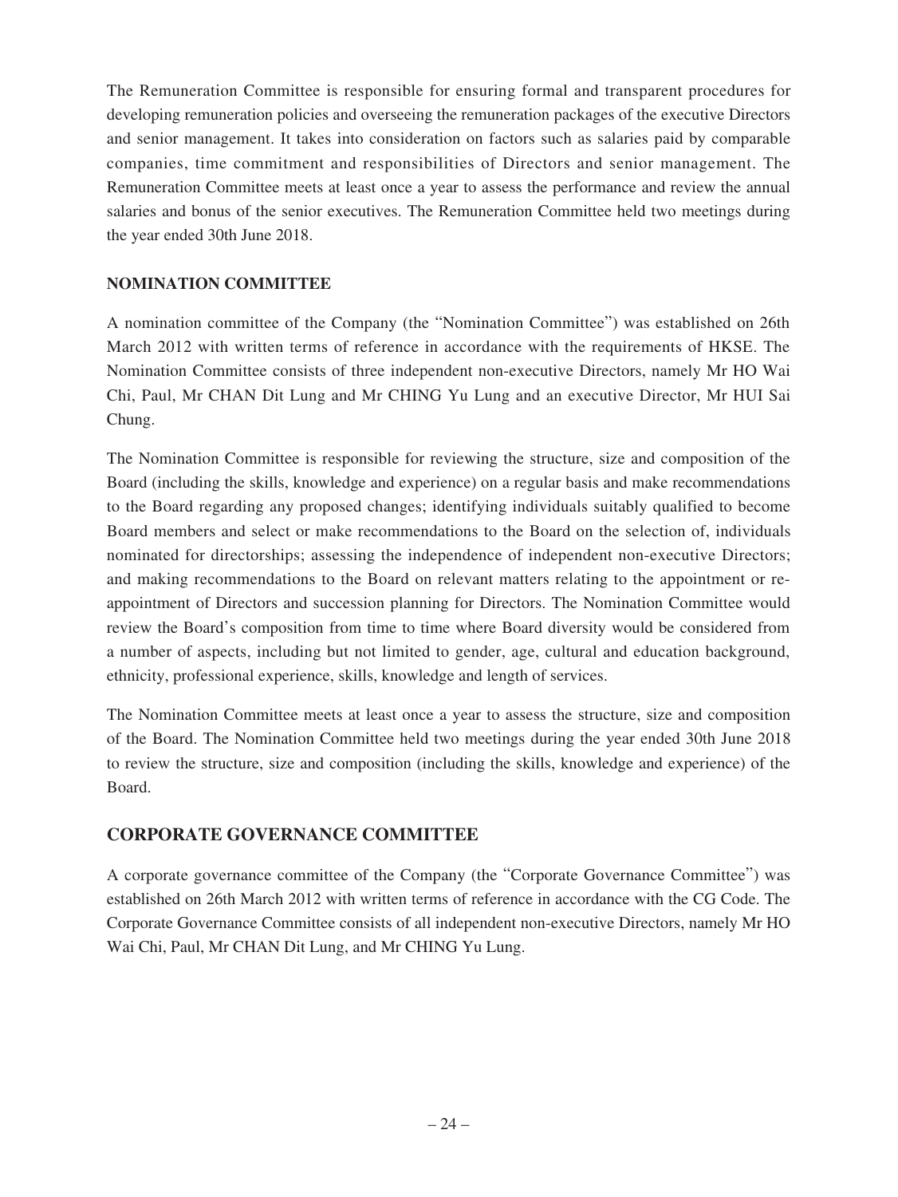The Remuneration Committee is responsible for ensuring formal and transparent procedures for developing remuneration policies and overseeing the remuneration packages of the executive Directors and senior management. It takes into consideration on factors such as salaries paid by comparable companies, time commitment and responsibilities of Directors and senior management. The Remuneration Committee meets at least once a year to assess the performance and review the annual salaries and bonus of the senior executives. The Remuneration Committee held two meetings during the year ended 30th June 2018.

**NOMINATION COMMITTEE**

A nomination committee of the Company (the "Nomination Committee") was established on 26th March 2012 with written terms of reference in accordance with the requirements of HKSE. The Nomination Committee consists of three independent non-executive Directors, namely Mr HO Wai Chi, Paul, Mr CHAN Dit Lung and Mr CHING Yu Lung and an executive Director, Mr HUI Sai Chung.

The Nomination Committee is responsible for reviewing the structure, size and composition of the Board (including the skills, knowledge and experience) on a regular basis and make recommendations to the Board regarding any proposed changes; identifying individuals suitably qualified to become Board members and select or make recommendations to the Board on the selection of, individuals nominated for directorships; assessing the independence of independent non-executive Directors; and making recommendations to the Board on relevant matters relating to the appointment or re-appointment of Directors and succession planning for Directors. The Nomination Committee would review the Board's composition from time to time where Board diversity would be considered from a number of aspects, including but not limited to gender, age, cultural and education background, ethnicity, professional experience, skills, knowledge and length of services.

The Nomination Committee meets at least once a year to assess the structure, size and composition of the Board. The Nomination Committee held two meetings during the year ended 30th June 2018 to review the structure, size and composition (including the skills, knowledge and experience) of the Board.

## CORPORATE GOVERNANCE COMMITTEE

A corporate governance committee of the Company (the "Corporate Governance Committee") was established on 26th March 2012 with written terms of reference in accordance with the CG Code. The Corporate Governance Committee consists of all independent non-executive Directors, namely Mr HO Wai Chi, Paul, Mr CHAN Dit Lung, and Mr CHING Yu Lung.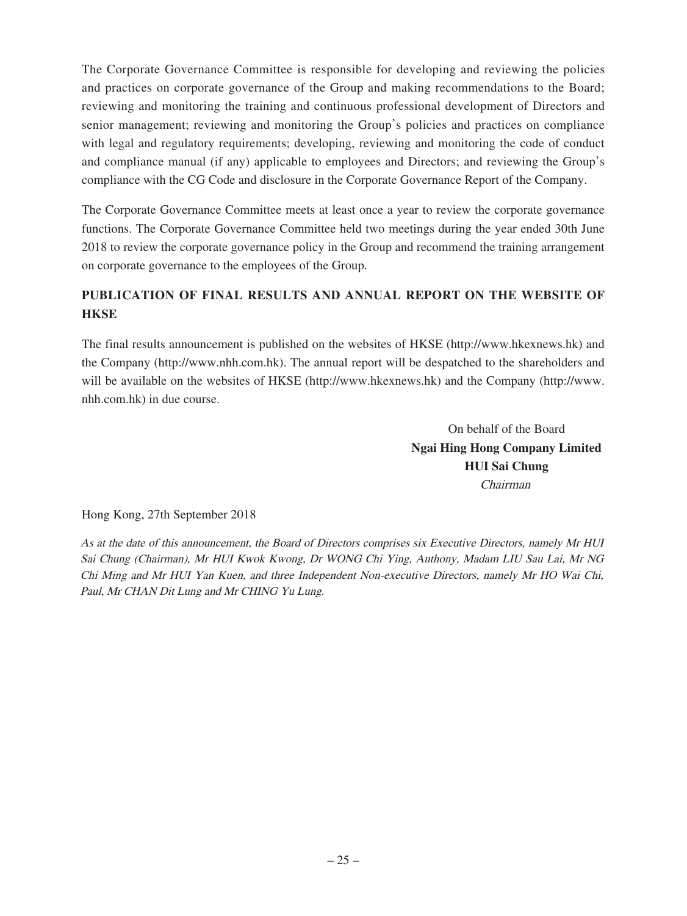The Corporate Governance Committee is responsible for developing and reviewing the policies and practices on corporate governance of the Group and making recommendations to the Board; reviewing and monitoring the training and continuous professional development of Directors and senior management; reviewing and monitoring the Group's policies and practices on compliance with legal and regulatory requirements; developing, reviewing and monitoring the code of conduct and compliance manual (if any) applicable to employees and Directors; and reviewing the Group's compliance with the CG Code and disclosure in the Corporate Governance Report of the Company.

The Corporate Governance Committee meets at least once a year to review the corporate governance functions. The Corporate Governance Committee held two meetings during the year ended 30th June 2018 to review the corporate governance policy in the Group and recommend the training arrangement on corporate governance to the employees of the Group.

## PUBLICATION OF FINAL RESULTS AND ANNUAL REPORT ON THE WEBSITE OF HKSE

The final results announcement is published on the websites of HKSE (http://www.hkexnews.hk) and the Company (http://www.nhh.com.hk). The annual report will be despatched to the shareholders and will be available on the websites of HKSE (http://www.hkexnews.hk) and the Company (http://www.nhh.com.hk) in due course.

On behalf of the Board
**Ngai Hing Hong Company Limited**
**HUI Sai Chung**
*Chairman*

Hong Kong, 27th September 2018

*As at the date of this announcement, the Board of Directors comprises six Executive Directors, namely Mr HUI Sai Chung (Chairman), Mr HUI Kwok Kwong, Dr WONG Chi Ying, Anthony, Madam LIU Sau Lai, Mr NG Chi Ming and Mr HUI Yan Kuen, and three Independent Non-executive Directors, namely Mr HO Wai Chi, Paul, Mr CHAN Dit Lung and Mr CHING Yu Lung.*